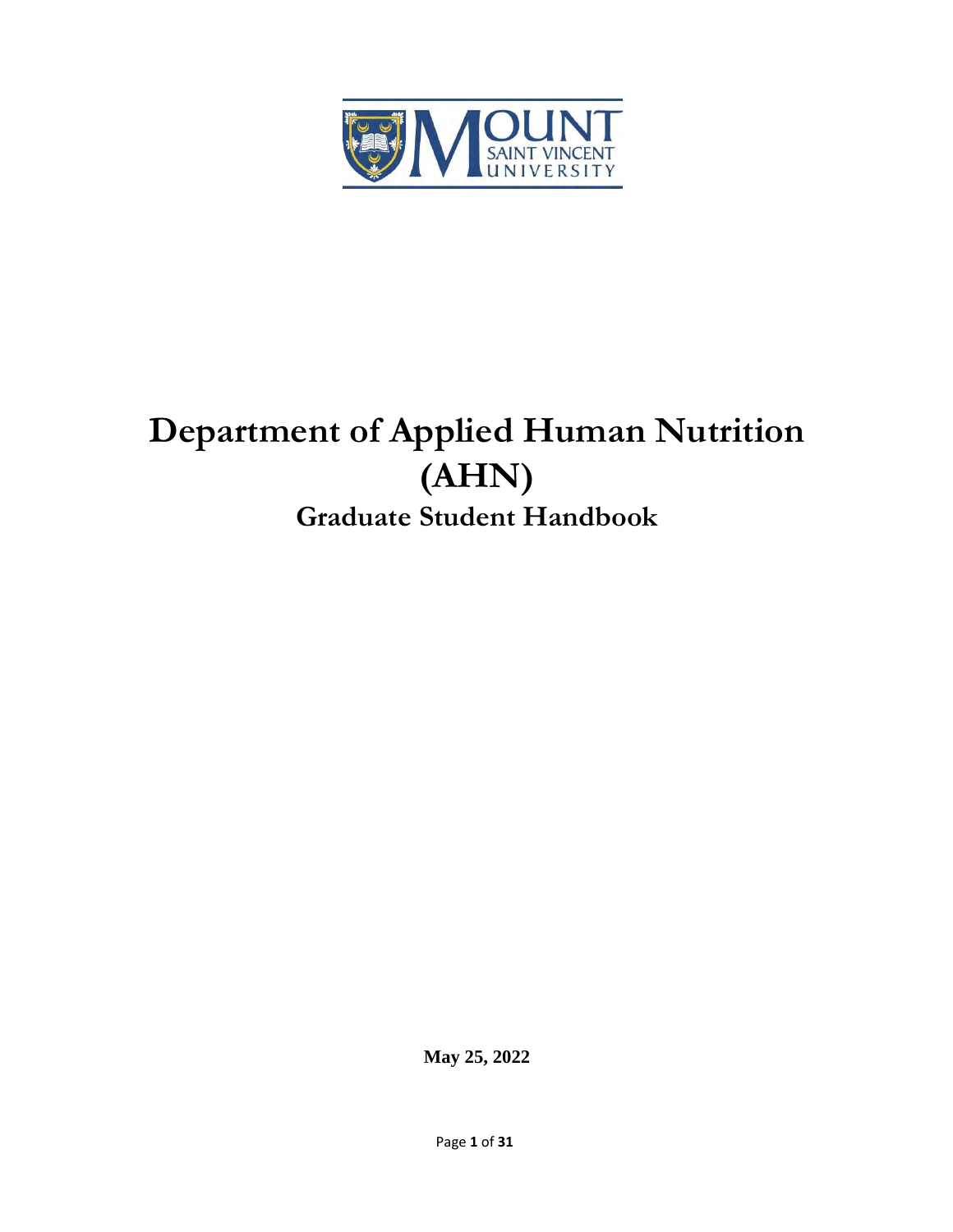# Department of Applied Human Nutrition (AHN)

## Graduate Student Handbook

**May 25, 2022**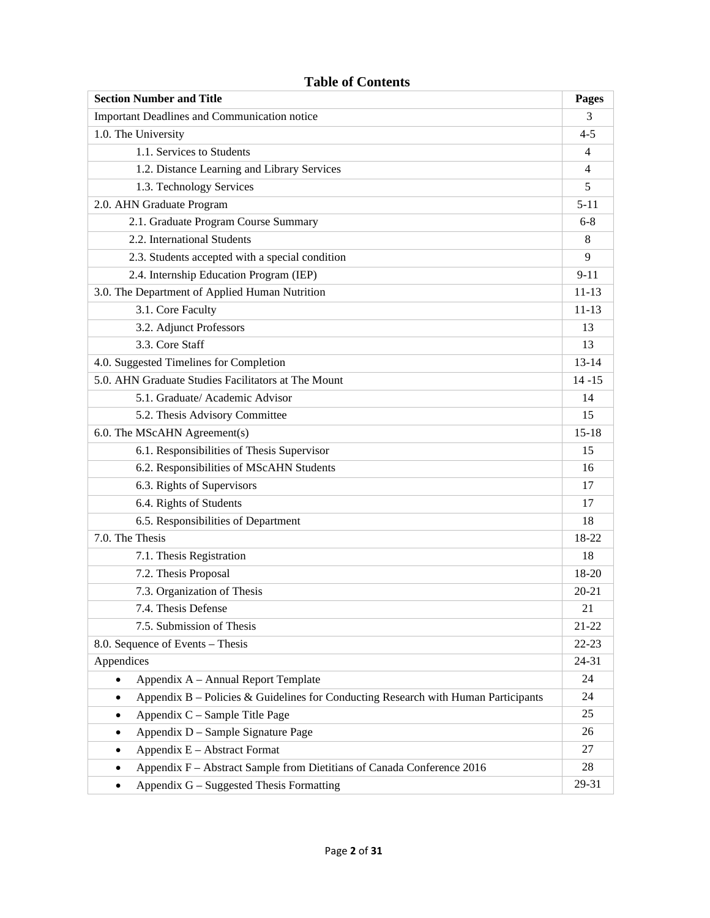# Table of Contents

| Section Number and Title | Pages |
|---|---|
| Important Deadlines and Communication notice | 3 |
| 1.0. The University | 4-5 |
| 1.1. Services to Students | 4 |
| 1.2. Distance Learning and Library Services | 4 |
| 1.3. Technology Services | 5 |
| 2.0. AHN Graduate Program | 5-11 |
| 2.1. Graduate Program Course Summary | 6-8 |
| 2.2. International Students | 8 |
| 2.3. Students accepted with a special condition | 9 |
| 2.4. Internship Education Program (IEP) | 9-11 |
| 3.0. The Department of Applied Human Nutrition | 11-13 |
| 3.1. Core Faculty | 11-13 |
| 3.2. Adjunct Professors | 13 |
| 3.3. Core Staff | 13 |
| 4.0. Suggested Timelines for Completion | 13-14 |
| 5.0. AHN Graduate Studies Facilitators at The Mount | 14 -15 |
| 5.1. Graduate/ Academic Advisor | 14 |
| 5.2. Thesis Advisory Committee | 15 |
| 6.0. The MScAHN Agreement(s) | 15-18 |
| 6.1. Responsibilities of Thesis Supervisor | 15 |
| 6.2. Responsibilities of MScAHN Students | 16 |
| 6.3. Rights of Supervisors | 17 |
| 6.4. Rights of Students | 17 |
| 6.5. Responsibilities of Department | 18 |
| 7.0. The Thesis | 18-22 |
| 7.1. Thesis Registration | 18 |
| 7.2. Thesis Proposal | 18-20 |
| 7.3. Organization of Thesis | 20-21 |
| 7.4. Thesis Defense | 21 |
| 7.5. Submission of Thesis | 21-22 |
| 8.0. Sequence of Events – Thesis | 22-23 |
| Appendices | 24-31 |
| • Appendix A – Annual Report Template | 24 |
| • Appendix B – Policies & Guidelines for Conducting Research with Human Participants | 24 |
| • Appendix C – Sample Title Page | 25 |
| • Appendix D – Sample Signature Page | 26 |
| • Appendix E – Abstract Format | 27 |
| • Appendix F – Abstract Sample from Dietitians of Canada Conference 2016 | 28 |
| • Appendix G – Suggested Thesis Formatting | 29-31 |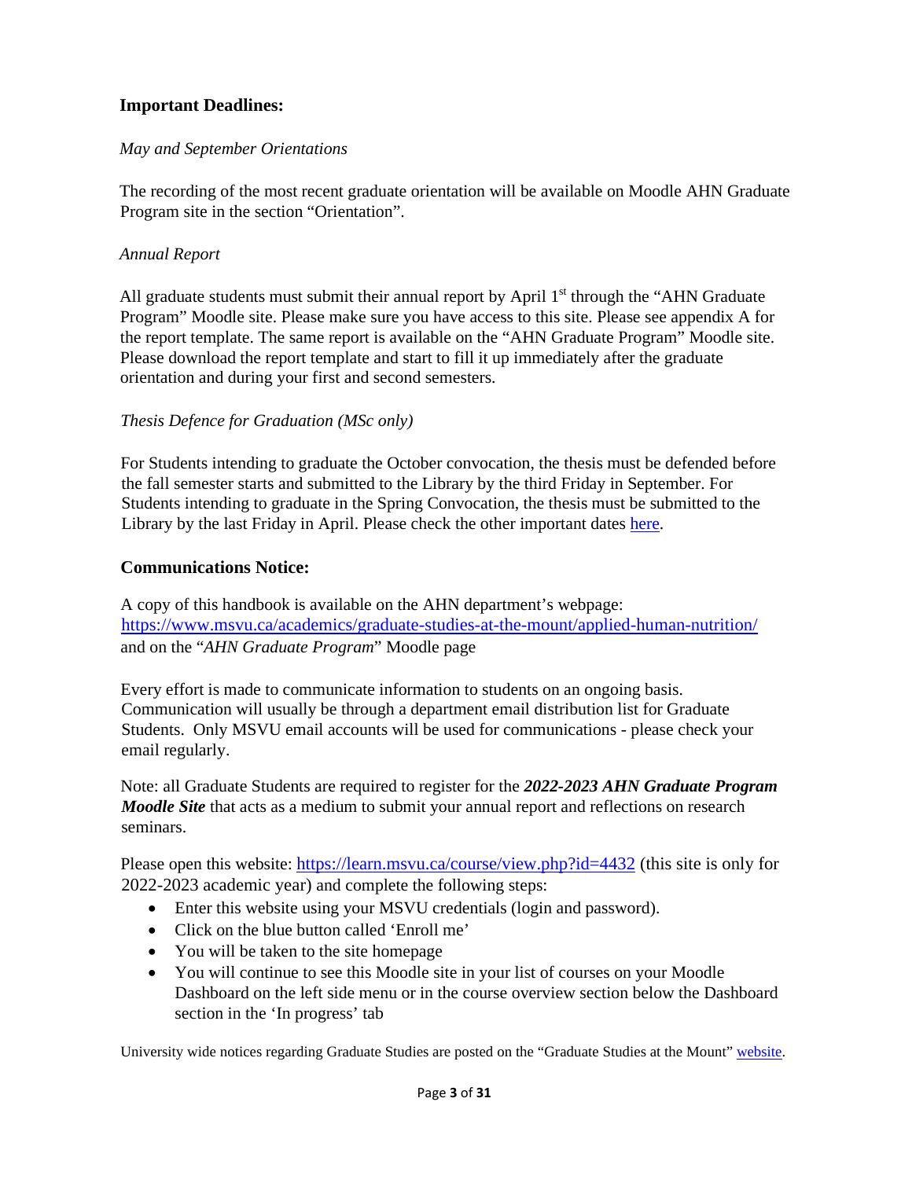## Important Deadlines:

*May and September Orientations*

The recording of the most recent graduate orientation will be available on Moodle AHN Graduate Program site in the section "Orientation".

*Annual Report*

All graduate students must submit their annual report by April 1st through the "AHN Graduate Program" Moodle site. Please make sure you have access to this site. Please see appendix A for the report template. The same report is available on the "AHN Graduate Program" Moodle site. Please download the report template and start to fill it up immediately after the graduate orientation and during your first and second semesters.

*Thesis Defence for Graduation (MSc only)*

For Students intending to graduate the October convocation, the thesis must be defended before the fall semester starts and submitted to the Library by the third Friday in September. For Students intending to graduate in the Spring Convocation, the thesis must be submitted to the Library by the last Friday in April. Please check the other important dates [here](#).

## Communications Notice:

A copy of this handbook is available on the AHN department's webpage: https://www.msvu.ca/academics/graduate-studies-at-the-mount/applied-human-nutrition/ and on the "*AHN Graduate Program*" Moodle page

Every effort is made to communicate information to students on an ongoing basis. Communication will usually be through a department email distribution list for Graduate Students. Only MSVU email accounts will be used for communications - please check your email regularly.

Note: all Graduate Students are required to register for the ***2022-2023 AHN Graduate Program Moodle Site*** that acts as a medium to submit your annual report and reflections on research seminars.

Please open this website: https://learn.msvu.ca/course/view.php?id=4432 (this site is only for 2022-2023 academic year) and complete the following steps:

- Enter this website using your MSVU credentials (login and password).
- Click on the blue button called 'Enroll me'
- You will be taken to the site homepage
- You will continue to see this Moodle site in your list of courses on your Moodle Dashboard on the left side menu or in the course overview section below the Dashboard section in the 'In progress' tab

University wide notices regarding Graduate Studies are posted on the "Graduate Studies at the Mount" [website](#).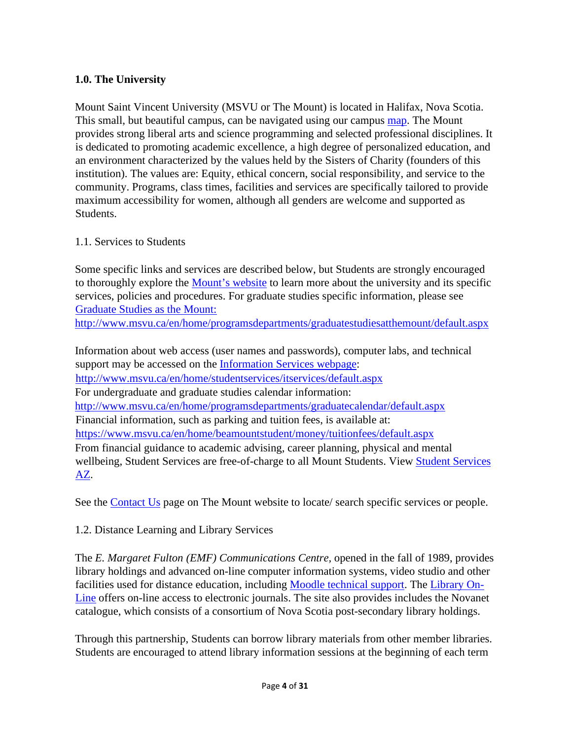## 1.0. The University

Mount Saint Vincent University (MSVU or The Mount) is located in Halifax, Nova Scotia. This small, but beautiful campus, can be navigated using our campus map. The Mount provides strong liberal arts and science programming and selected professional disciplines. It is dedicated to promoting academic excellence, a high degree of personalized education, and an environment characterized by the values held by the Sisters of Charity (founders of this institution). The values are: Equity, ethical concern, social responsibility, and service to the community. Programs, class times, facilities and services are specifically tailored to provide maximum accessibility for women, although all genders are welcome and supported as Students.

### 1.1. Services to Students

Some specific links and services are described below, but Students are strongly encouraged to thoroughly explore the Mount's website to learn more about the university and its specific services, policies and procedures. For graduate studies specific information, please see Graduate Studies as the Mount: http://www.msvu.ca/en/home/programsdepartments/graduatestudiesatthemount/default.aspx

Information about web access (user names and passwords), computer labs, and technical support may be accessed on the Information Services webpage: http://www.msvu.ca/en/home/studentservices/itservices/default.aspx
For undergraduate and graduate studies calendar information: http://www.msvu.ca/en/home/programsdepartments/graduatecalendar/default.aspx
Financial information, such as parking and tuition fees, is available at: https://www.msvu.ca/en/home/beamountstudent/money/tuitionfees/default.aspx
From financial guidance to academic advising, career planning, physical and mental wellbeing, Student Services are free-of-charge to all Mount Students. View Student Services AZ.

See the Contact Us page on The Mount website to locate/ search specific services or people.

### 1.2. Distance Learning and Library Services

The *E. Margaret Fulton (EMF) Communications Centre,* opened in the fall of 1989, provides library holdings and advanced on-line computer information systems, video studio and other facilities used for distance education, including Moodle technical support. The Library On-Line offers on-line access to electronic journals. The site also provides includes the Novanet catalogue, which consists of a consortium of Nova Scotia post-secondary library holdings.

Through this partnership, Students can borrow library materials from other member libraries. Students are encouraged to attend library information sessions at the beginning of each term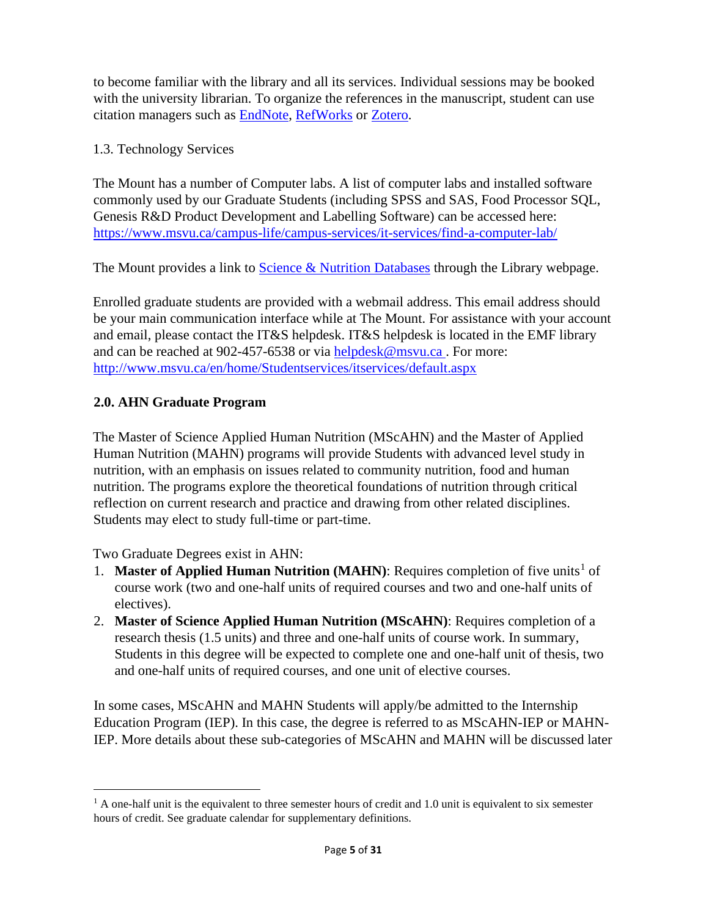to become familiar with the library and all its services. Individual sessions may be booked with the university librarian. To organize the references in the manuscript, student can use citation managers such as EndNote, RefWorks or Zotero.

1.3. Technology Services

The Mount has a number of Computer labs. A list of computer labs and installed software commonly used by our Graduate Students (including SPSS and SAS, Food Processor SQL, Genesis R&D Product Development and Labelling Software) can be accessed here: https://www.msvu.ca/campus-life/campus-services/it-services/find-a-computer-lab/

The Mount provides a link to Science & Nutrition Databases through the Library webpage.

Enrolled graduate students are provided with a webmail address. This email address should be your main communication interface while at The Mount. For assistance with your account and email, please contact the IT&S helpdesk. IT&S helpdesk is located in the EMF library and can be reached at 902-457-6538 or via helpdesk@msvu.ca . For more: http://www.msvu.ca/en/home/Studentservices/itservices/default.aspx

## 2.0. AHN Graduate Program

The Master of Science Applied Human Nutrition (MScAHN) and the Master of Applied Human Nutrition (MAHN) programs will provide Students with advanced level study in nutrition, with an emphasis on issues related to community nutrition, food and human nutrition. The programs explore the theoretical foundations of nutrition through critical reflection on current research and practice and drawing from other related disciplines. Students may elect to study full-time or part-time.

Two Graduate Degrees exist in AHN:

1. **Master of Applied Human Nutrition (MAHN)**: Requires completion of five units[1] of course work (two and one-half units of required courses and two and one-half units of electives).
2. **Master of Science Applied Human Nutrition (MScAHN)**: Requires completion of a research thesis (1.5 units) and three and one-half units of course work. In summary, Students in this degree will be expected to complete one and one-half unit of thesis, two and one-half units of required courses, and one unit of elective courses.

In some cases, MScAHN and MAHN Students will apply/be admitted to the Internship Education Program (IEP). In this case, the degree is referred to as MScAHN-IEP or MAHN-IEP. More details about these sub-categories of MScAHN and MAHN will be discussed later

---

[1] A one-half unit is the equivalent to three semester hours of credit and 1.0 unit is equivalent to six semester hours of credit. See graduate calendar for supplementary definitions.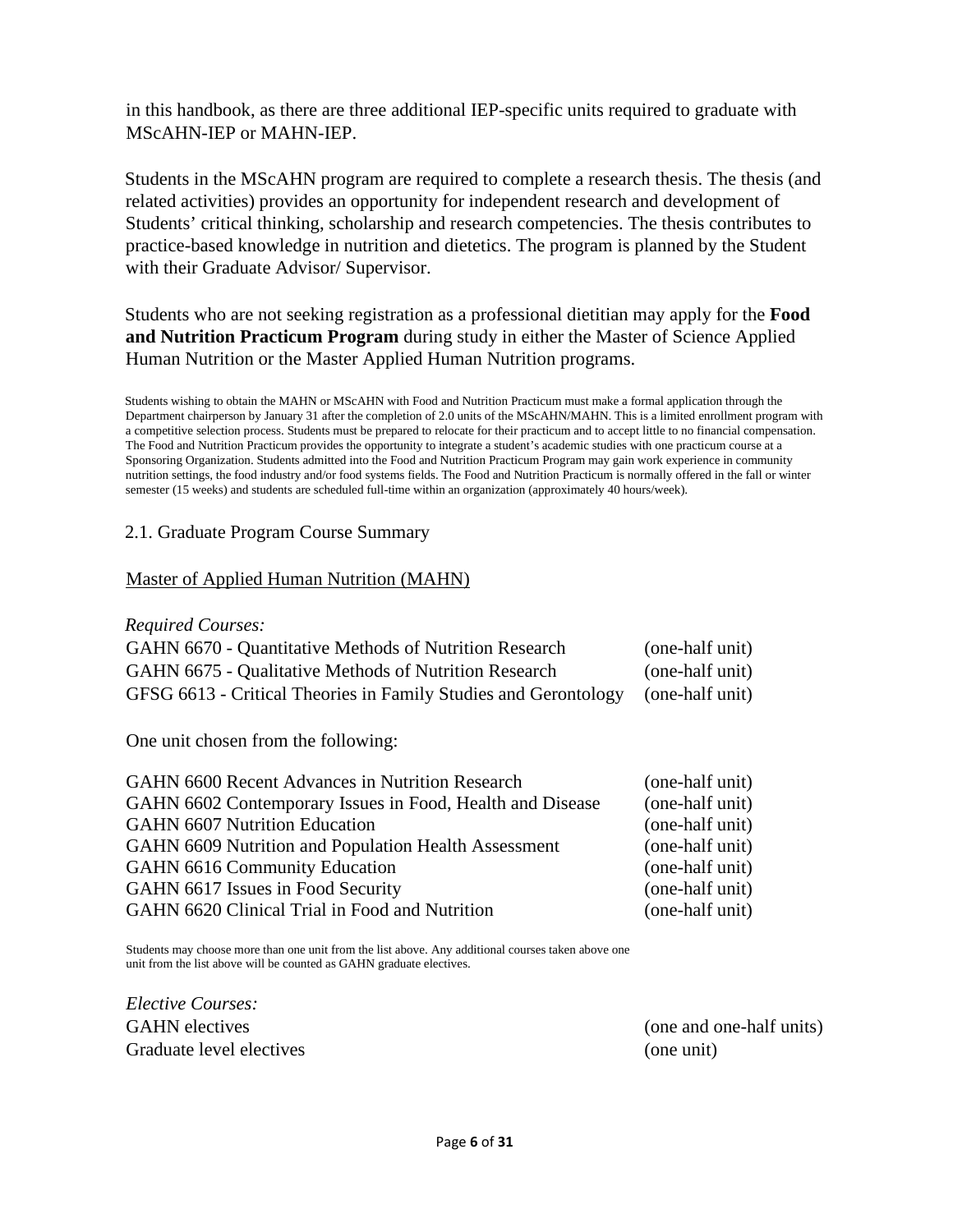in this handbook, as there are three additional IEP-specific units required to graduate with MScAHN-IEP or MAHN-IEP.

Students in the MScAHN program are required to complete a research thesis. The thesis (and related activities) provides an opportunity for independent research and development of Students' critical thinking, scholarship and research competencies. The thesis contributes to practice-based knowledge in nutrition and dietetics. The program is planned by the Student with their Graduate Advisor/ Supervisor.

Students who are not seeking registration as a professional dietitian may apply for the **Food and Nutrition Practicum Program** during study in either the Master of Science Applied Human Nutrition or the Master Applied Human Nutrition programs.

Students wishing to obtain the MAHN or MScAHN with Food and Nutrition Practicum must make a formal application through the Department chairperson by January 31 after the completion of 2.0 units of the MScAHN/MAHN. This is a limited enrollment program with a competitive selection process. Students must be prepared to relocate for their practicum and to accept little to no financial compensation. The Food and Nutrition Practicum provides the opportunity to integrate a student's academic studies with one practicum course at a Sponsoring Organization. Students admitted into the Food and Nutrition Practicum Program may gain work experience in community nutrition settings, the food industry and/or food systems fields. The Food and Nutrition Practicum is normally offered in the fall or winter semester (15 weeks) and students are scheduled full-time within an organization (approximately 40 hours/week).

## 2.1. Graduate Program Course Summary

### Master of Applied Human Nutrition (MAHN)

*Required Courses:*

| Course | Units |
|---|---|
| GAHN 6670 - Quantitative Methods of Nutrition Research | (one-half unit) |
| GAHN 6675 - Qualitative Methods of Nutrition Research | (one-half unit) |
| GFSG 6613 - Critical Theories in Family Studies and Gerontology | (one-half unit) |

One unit chosen from the following:

| Course | Units |
|---|---|
| GAHN 6600 Recent Advances in Nutrition Research | (one-half unit) |
| GAHN 6602 Contemporary Issues in Food, Health and Disease | (one-half unit) |
| GAHN 6607 Nutrition Education | (one-half unit) |
| GAHN 6609 Nutrition and Population Health Assessment | (one-half unit) |
| GAHN 6616 Community Education | (one-half unit) |
| GAHN 6617 Issues in Food Security | (one-half unit) |
| GAHN 6620 Clinical Trial in Food and Nutrition | (one-half unit) |

Students may choose more than one unit from the list above. Any additional courses taken above one unit from the list above will be counted as GAHN graduate electives.

*Elective Courses:*

| Course | Units |
|---|---|
| GAHN electives | (one and one-half units) |
| Graduate level electives | (one unit) |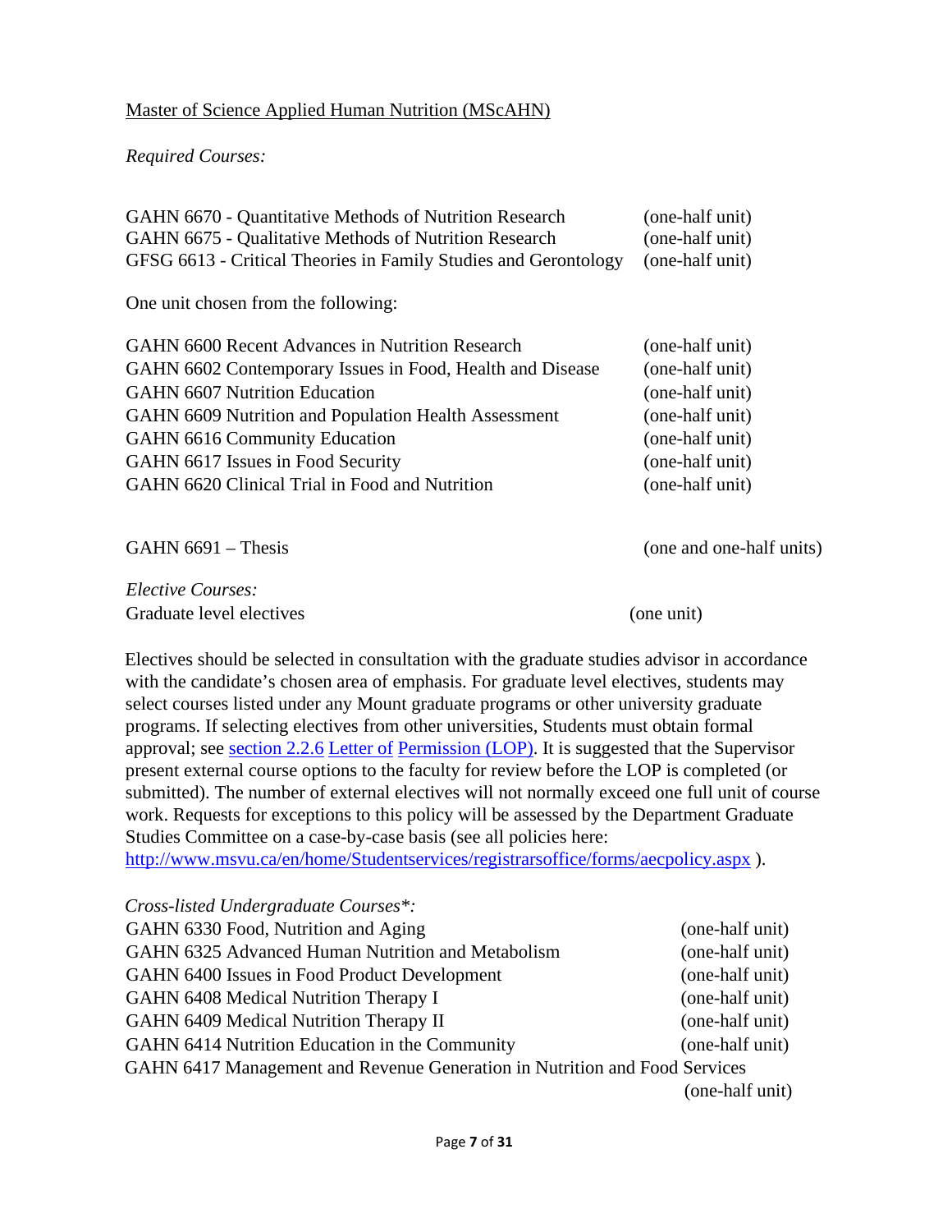Master of Science Applied Human Nutrition (MScAHN)

*Required Courses:*

| | |
|---|---|
| GAHN 6670 - Quantitative Methods of Nutrition Research | (one-half unit) |
| GAHN 6675 - Qualitative Methods of Nutrition Research | (one-half unit) |
| GFSG 6613 - Critical Theories in Family Studies and Gerontology | (one-half unit) |

One unit chosen from the following:

| | |
|---|---|
| GAHN 6600 Recent Advances in Nutrition Research | (one-half unit) |
| GAHN 6602 Contemporary Issues in Food, Health and Disease | (one-half unit) |
| GAHN 6607 Nutrition Education | (one-half unit) |
| GAHN 6609 Nutrition and Population Health Assessment | (one-half unit) |
| GAHN 6616 Community Education | (one-half unit) |
| GAHN 6617 Issues in Food Security | (one-half unit) |
| GAHN 6620 Clinical Trial in Food and Nutrition | (one-half unit) |

GAHN 6691 – Thesis (one and one-half units)

*Elective Courses:*

Graduate level electives (one unit)

Electives should be selected in consultation with the graduate studies advisor in accordance with the candidate's chosen area of emphasis. For graduate level electives, students may select courses listed under any Mount graduate programs or other university graduate programs. If selecting electives from other universities, Students must obtain formal approval; see section 2.2.6 Letter of Permission (LOP). It is suggested that the Supervisor present external course options to the faculty for review before the LOP is completed (or submitted). The number of external electives will not normally exceed one full unit of course work. Requests for exceptions to this policy will be assessed by the Department Graduate Studies Committee on a case-by-case basis (see all policies here: http://www.msvu.ca/en/home/Studentservices/registrarsoffice/forms/aecpolicy.aspx ).

*Cross-listed Undergraduate Courses*:*

| | |
|---|---|
| GAHN 6330 Food, Nutrition and Aging | (one-half unit) |
| GAHN 6325 Advanced Human Nutrition and Metabolism | (one-half unit) |
| GAHN 6400 Issues in Food Product Development | (one-half unit) |
| GAHN 6408 Medical Nutrition Therapy I | (one-half unit) |
| GAHN 6409 Medical Nutrition Therapy II | (one-half unit) |
| GAHN 6414 Nutrition Education in the Community | (one-half unit) |
| GAHN 6417 Management and Revenue Generation in Nutrition and Food Services | (one-half unit) |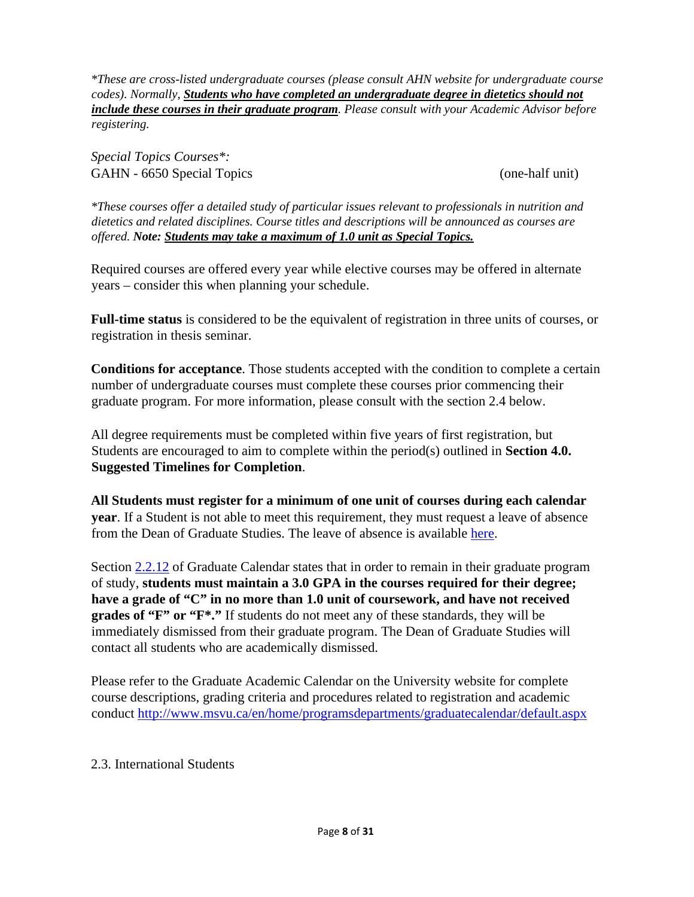*\*These are cross-listed undergraduate courses (please consult AHN website for undergraduate course codes). Normally, **<u>Students who have completed an undergraduate degree in dietetics should not include these courses in their graduate program</u>**. Please consult with your Academic Advisor before registering.*

*Special Topics Courses\*:*
GAHN - 6650 Special Topics (one-half unit)

*\*These courses offer a detailed study of particular issues relevant to professionals in nutrition and dietetics and related disciplines. Course titles and descriptions will be announced as courses are offered. **Note: <u>Students may take a maximum of 1.0 unit as Special Topics.</u>***

Required courses are offered every year while elective courses may be offered in alternate years – consider this when planning your schedule.

**Full-time status** is considered to be the equivalent of registration in three units of courses, or registration in thesis seminar.

**Conditions for acceptance**. Those students accepted with the condition to complete a certain number of undergraduate courses must complete these courses prior commencing their graduate program. For more information, please consult with the section 2.4 below.

All degree requirements must be completed within five years of first registration, but Students are encouraged to aim to complete within the period(s) outlined in **Section 4.0. Suggested Timelines for Completion**.

**All Students must register for a minimum of one unit of courses during each calendar year**. If a Student is not able to meet this requirement, they must request a leave of absence from the Dean of Graduate Studies. The leave of absence is available here.

Section 2.2.12 of Graduate Calendar states that in order to remain in their graduate program of study, **students must maintain a 3.0 GPA in the courses required for their degree; have a grade of "C" in no more than 1.0 unit of coursework, and have not received grades of "F" or "F\*."** If students do not meet any of these standards, they will be immediately dismissed from their graduate program. The Dean of Graduate Studies will contact all students who are academically dismissed.

Please refer to the Graduate Academic Calendar on the University website for complete course descriptions, grading criteria and procedures related to registration and academic conduct http://www.msvu.ca/en/home/programsdepartments/graduatecalendar/default.aspx

## 2.3. International Students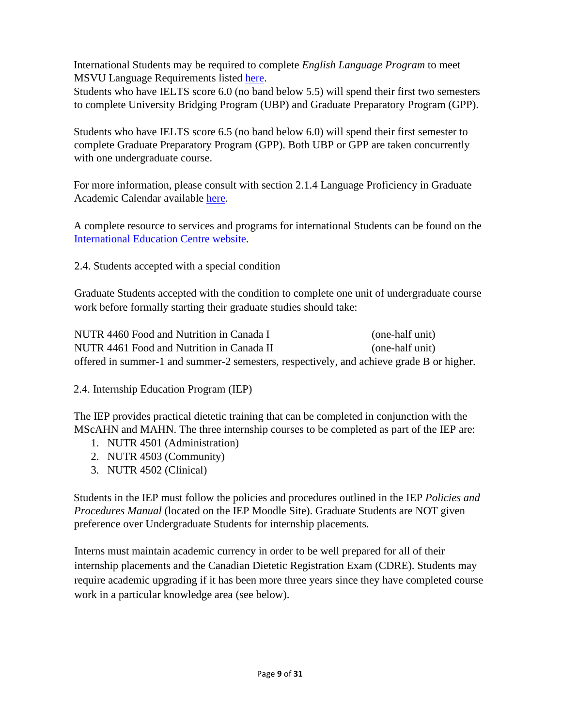International Students may be required to complete *English Language Program* to meet MSVU Language Requirements listed here.
Students who have IELTS score 6.0 (no band below 5.5) will spend their first two semesters to complete University Bridging Program (UBP) and Graduate Preparatory Program (GPP).

Students who have IELTS score 6.5 (no band below 6.0) will spend their first semester to complete Graduate Preparatory Program (GPP). Both UBP or GPP are taken concurrently with one undergraduate course.

For more information, please consult with section 2.1.4 Language Proficiency in Graduate Academic Calendar available here.

A complete resource to services and programs for international Students can be found on the International Education Centre website.

## 2.4. Students accepted with a special condition

Graduate Students accepted with the condition to complete one unit of undergraduate course work before formally starting their graduate studies should take:

| | |
|---|---|
| NUTR 4460 Food and Nutrition in Canada I | (one-half unit) |
| NUTR 4461 Food and Nutrition in Canada II | (one-half unit) |

offered in summer-1 and summer-2 semesters, respectively, and achieve grade B or higher.

## 2.4. Internship Education Program (IEP)

The IEP provides practical dietetic training that can be completed in conjunction with the MScAHN and MAHN. The three internship courses to be completed as part of the IEP are:

1. NUTR 4501 (Administration)
2. NUTR 4503 (Community)
3. NUTR 4502 (Clinical)

Students in the IEP must follow the policies and procedures outlined in the IEP *Policies and Procedures Manual* (located on the IEP Moodle Site). Graduate Students are NOT given preference over Undergraduate Students for internship placements.

Interns must maintain academic currency in order to be well prepared for all of their internship placements and the Canadian Dietetic Registration Exam (CDRE). Students may require academic upgrading if it has been more three years since they have completed course work in a particular knowledge area (see below).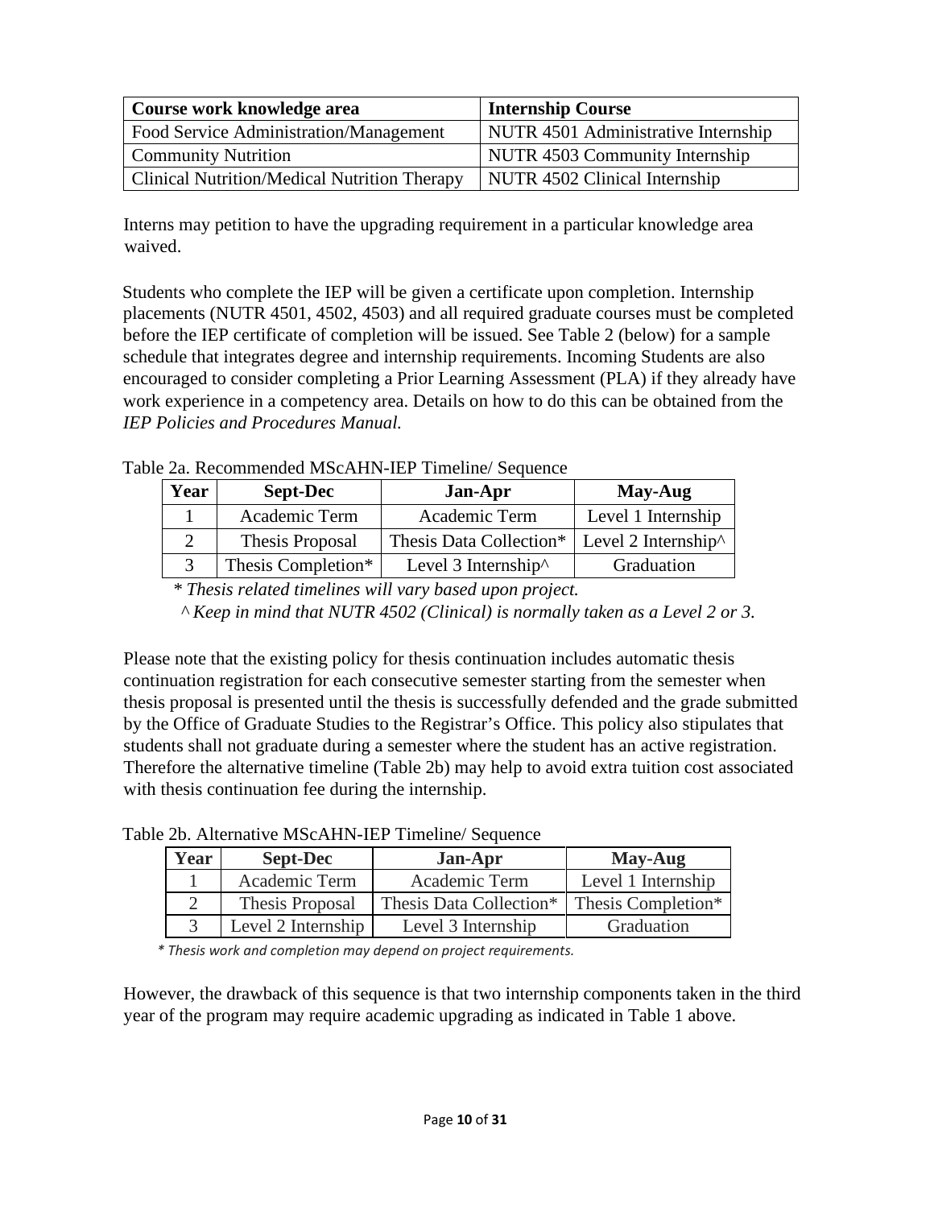| Course work knowledge area | Internship Course |
|---|---|
| Food Service Administration/Management | NUTR 4501 Administrative Internship |
| Community Nutrition | NUTR 4503 Community Internship |
| Clinical Nutrition/Medical Nutrition Therapy | NUTR 4502 Clinical Internship |

Interns may petition to have the upgrading requirement in a particular knowledge area waived.

Students who complete the IEP will be given a certificate upon completion. Internship placements (NUTR 4501, 4502, 4503) and all required graduate courses must be completed before the IEP certificate of completion will be issued. See Table 2 (below) for a sample schedule that integrates degree and internship requirements. Incoming Students are also encouraged to consider completing a Prior Learning Assessment (PLA) if they already have work experience in a competency area. Details on how to do this can be obtained from the *IEP Policies and Procedures Manual.*

Table 2a. Recommended MScAHN-IEP Timeline/ Sequence

| Year | Sept-Dec | Jan-Apr | May-Aug |
|---|---|---|---|
| 1 | Academic Term | Academic Term | Level 1 Internship |
| 2 | Thesis Proposal | Thesis Data Collection* | Level 2 Internship^ |
| 3 | Thesis Completion* | Level 3 Internship^ | Graduation |

*\* Thesis related timelines will vary based upon project.*

*^ Keep in mind that NUTR 4502 (Clinical) is normally taken as a Level 2 or 3.*

Please note that the existing policy for thesis continuation includes automatic thesis continuation registration for each consecutive semester starting from the semester when thesis proposal is presented until the thesis is successfully defended and the grade submitted by the Office of Graduate Studies to the Registrar's Office. This policy also stipulates that students shall not graduate during a semester where the student has an active registration. Therefore the alternative timeline (Table 2b) may help to avoid extra tuition cost associated with thesis continuation fee during the internship.

Table 2b. Alternative MScAHN-IEP Timeline/ Sequence

| Year | Sept-Dec | Jan-Apr | May-Aug |
|---|---|---|---|
| 1 | Academic Term | Academic Term | Level 1 Internship |
| 2 | Thesis Proposal | Thesis Data Collection* | Thesis Completion* |
| 3 | Level 2 Internship | Level 3 Internship | Graduation |

*\* Thesis work and completion may depend on project requirements.*

However, the drawback of this sequence is that two internship components taken in the third year of the program may require academic upgrading as indicated in Table 1 above.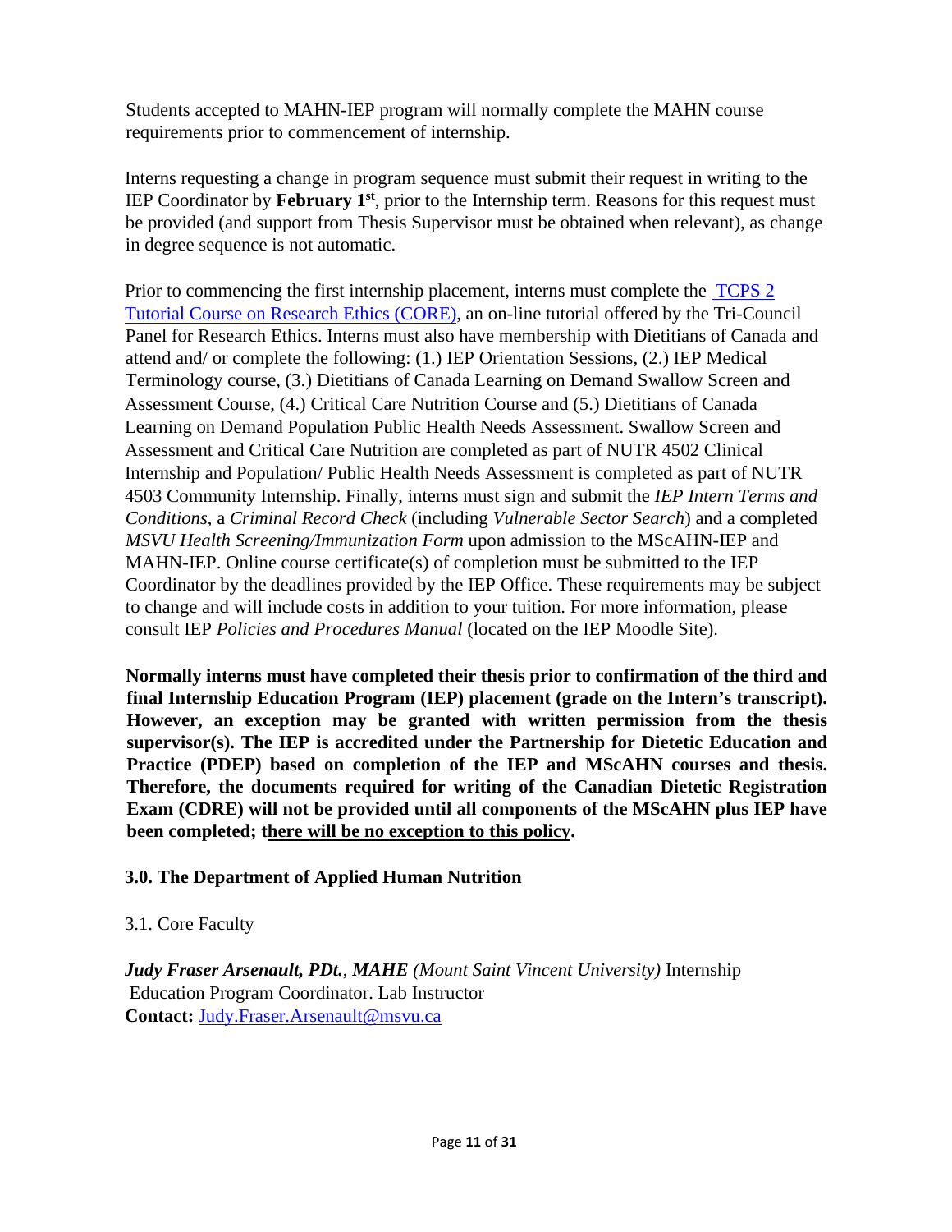Students accepted to MAHN-IEP program will normally complete the MAHN course requirements prior to commencement of internship.

Interns requesting a change in program sequence must submit their request in writing to the IEP Coordinator by **February 1st**, prior to the Internship term. Reasons for this request must be provided (and support from Thesis Supervisor must be obtained when relevant), as change in degree sequence is not automatic.

Prior to commencing the first internship placement, interns must complete the [TCPS 2 Tutorial Course on Research Ethics (CORE)](), an on-line tutorial offered by the Tri-Council Panel for Research Ethics. Interns must also have membership with Dietitians of Canada and attend and/ or complete the following: (1.) IEP Orientation Sessions, (2.) IEP Medical Terminology course, (3.) Dietitians of Canada Learning on Demand Swallow Screen and Assessment Course, (4.) Critical Care Nutrition Course and (5.) Dietitians of Canada Learning on Demand Population Public Health Needs Assessment. Swallow Screen and Assessment and Critical Care Nutrition are completed as part of NUTR 4502 Clinical Internship and Population/ Public Health Needs Assessment is completed as part of NUTR 4503 Community Internship. Finally, interns must sign and submit the *IEP Intern Terms and Conditions*, a *Criminal Record Check* (including *Vulnerable Sector Search*) and a completed *MSVU Health Screening/Immunization Form* upon admission to the MScAHN-IEP and MAHN-IEP. Online course certificate(s) of completion must be submitted to the IEP Coordinator by the deadlines provided by the IEP Office. These requirements may be subject to change and will include costs in addition to your tuition. For more information, please consult IEP *Policies and Procedures Manual* (located on the IEP Moodle Site).

**Normally interns must have completed their thesis prior to confirmation of the third and final Internship Education Program (IEP) placement (grade on the Intern's transcript). However, an exception may be granted with written permission from the thesis supervisor(s). The IEP is accredited under the Partnership for Dietetic Education and Practice (PDEP) based on completion of the IEP and MScAHN courses and thesis. Therefore, the documents required for writing of the Canadian Dietetic Registration Exam (CDRE) will not be provided until all components of the MScAHN plus IEP have been completed; there will be no exception to this policy.**

## 3.0. The Department of Applied Human Nutrition

### 3.1. Core Faculty

***Judy Fraser Arsenault, PDt.**, **MAHE** (Mount Saint Vincent University)* Internship Education Program Coordinator. Lab Instructor
**Contact:** [Judy.Fraser.Arsenault@msvu.ca](mailto:Judy.Fraser.Arsenault@msvu.ca)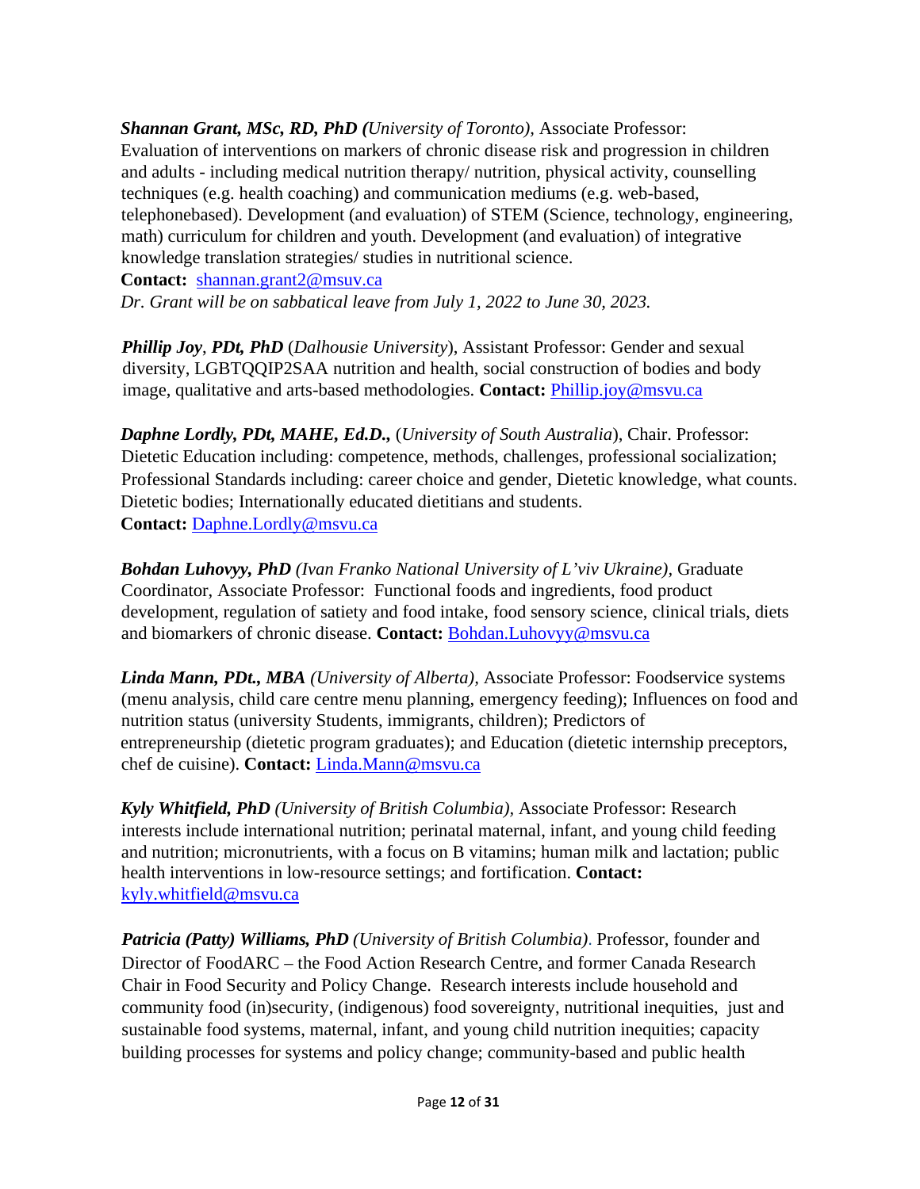***Shannan Grant, MSc, RD, PhD*** *(University of Toronto)*, Associate Professor: Evaluation of interventions on markers of chronic disease risk and progression in children and adults - including medical nutrition therapy/ nutrition, physical activity, counselling techniques (e.g. health coaching) and communication mediums (e.g. web-based, telephonebased). Development (and evaluation) of STEM (Science, technology, engineering, math) curriculum for children and youth. Development (and evaluation) of integrative knowledge translation strategies/ studies in nutritional science.
**Contact:** shannan.grant2@msuv.ca
*Dr. Grant will be on sabbatical leave from July 1, 2022 to June 30, 2023.*

***Phillip Joy***, ***PDt, PhD*** (*Dalhousie University*), Assistant Professor: Gender and sexual diversity, LGBTQQIP2SAA nutrition and health, social construction of bodies and body image, qualitative and arts-based methodologies. **Contact:** Phillip.joy@msvu.ca

***Daphne Lordly, PDt, MAHE, Ed.D.,*** (*University of South Australia*), Chair. Professor: Dietetic Education including: competence, methods, challenges, professional socialization; Professional Standards including: career choice and gender, Dietetic knowledge, what counts. Dietetic bodies; Internationally educated dietitians and students.
**Contact:** Daphne.Lordly@msvu.ca

***Bohdan Luhovyy, PhD*** *(Ivan Franko National University of L'viv Ukraine)*, Graduate Coordinator, Associate Professor: Functional foods and ingredients, food product development, regulation of satiety and food intake, food sensory science, clinical trials, diets and biomarkers of chronic disease. **Contact:** Bohdan.Luhovyy@msvu.ca

***Linda Mann, PDt., MBA*** *(University of Alberta)*, Associate Professor: Foodservice systems (menu analysis, child care centre menu planning, emergency feeding); Influences on food and nutrition status (university Students, immigrants, children); Predictors of entrepreneurship (dietetic program graduates); and Education (dietetic internship preceptors, chef de cuisine). **Contact:** Linda.Mann@msvu.ca

***Kyly Whitfield, PhD*** *(University of British Columbia)*, Associate Professor: Research interests include international nutrition; perinatal maternal, infant, and young child feeding and nutrition; micronutrients, with a focus on B vitamins; human milk and lactation; public health interventions in low-resource settings; and fortification. **Contact:** kyly.whitfield@msvu.ca

***Patricia (Patty) Williams, PhD*** *(University of British Columbia)*. Professor, founder and Director of FoodARC – the Food Action Research Centre, and former Canada Research Chair in Food Security and Policy Change. Research interests include household and community food (in)security, (indigenous) food sovereignty, nutritional inequities, just and sustainable food systems, maternal, infant, and young child nutrition inequities; capacity building processes for systems and policy change; community-based and public health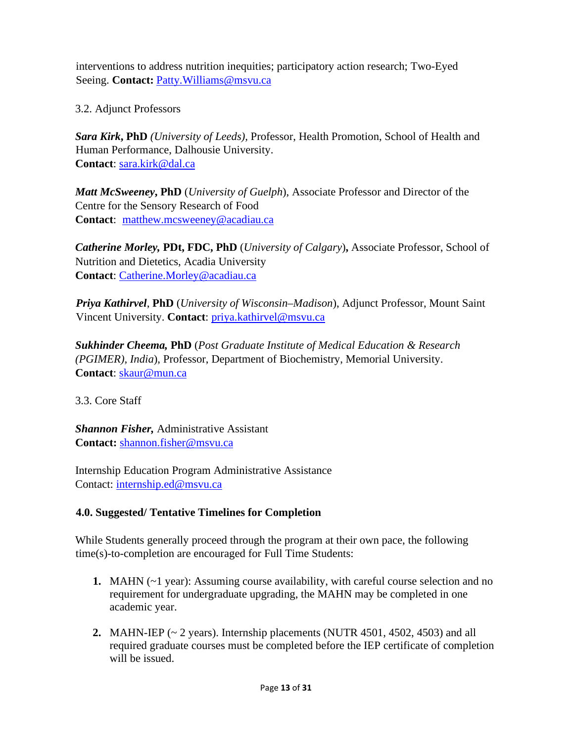interventions to address nutrition inequities; participatory action research; Two-Eyed Seeing. **Contact:** Patty.Williams@msvu.ca

### 3.2. Adjunct Professors

***Sara Kirk*, PhD** *(University of Leeds)*, Professor, Health Promotion, School of Health and Human Performance, Dalhousie University.
**Contact**: sara.kirk@dal.ca

***Matt McSweeney*, PhD** (*University of Guelph*), Associate Professor and Director of the Centre for the Sensory Research of Food
**Contact**: matthew.mcsweeney@acadiau.ca

***Catherine Morley,* PDt, FDC, PhD** (*University of Calgary*)**,** Associate Professor, School of Nutrition and Dietetics, Acadia University
**Contact**: Catherine.Morley@acadiau.ca

***Priya Kathirvel*, PhD** (*University of Wisconsin–Madison*), Adjunct Professor, Mount Saint Vincent University. **Contact**: priya.kathirvel@msvu.ca

***Sukhinder Cheema,* PhD** (*Post Graduate Institute of Medical Education & Research (PGIMER), India*), Professor, Department of Biochemistry, Memorial University.
**Contact**: skaur@mun.ca

### 3.3. Core Staff

***Shannon Fisher,*** Administrative Assistant
**Contact:** shannon.fisher@msvu.ca

Internship Education Program Administrative Assistance
Contact: internship.ed@msvu.ca

## 4.0. Suggested/ Tentative Timelines for Completion

While Students generally proceed through the program at their own pace, the following time(s)-to-completion are encouraged for Full Time Students:

1. MAHN (~1 year): Assuming course availability, with careful course selection and no requirement for undergraduate upgrading, the MAHN may be completed in one academic year.
2. MAHN-IEP (~ 2 years). Internship placements (NUTR 4501, 4502, 4503) and all required graduate courses must be completed before the IEP certificate of completion will be issued.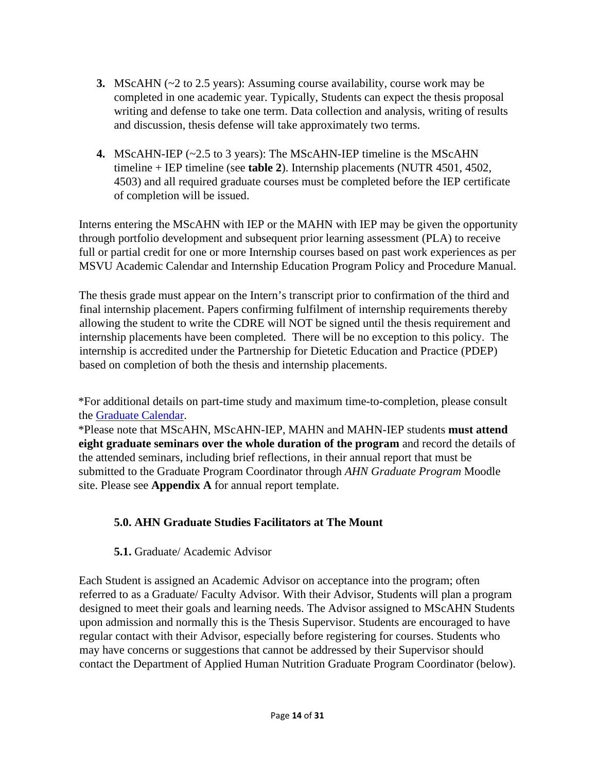3. MScAHN (~2 to 2.5 years): Assuming course availability, course work may be completed in one academic year. Typically, Students can expect the thesis proposal writing and defense to take one term. Data collection and analysis, writing of results and discussion, thesis defense will take approximately two terms.

4. MScAHN-IEP (~2.5 to 3 years): The MScAHN-IEP timeline is the MScAHN timeline + IEP timeline (see **table 2**). Internship placements (NUTR 4501, 4502, 4503) and all required graduate courses must be completed before the IEP certificate of completion will be issued.

Interns entering the MScAHN with IEP or the MAHN with IEP may be given the opportunity through portfolio development and subsequent prior learning assessment (PLA) to receive full or partial credit for one or more Internship courses based on past work experiences as per MSVU Academic Calendar and Internship Education Program Policy and Procedure Manual.

The thesis grade must appear on the Intern's transcript prior to confirmation of the third and final internship placement. Papers confirming fulfilment of internship requirements thereby allowing the student to write the CDRE will NOT be signed until the thesis requirement and internship placements have been completed. There will be no exception to this policy. The internship is accredited under the Partnership for Dietetic Education and Practice (PDEP) based on completion of both the thesis and internship placements.

*For additional details on part-time study and maximum time-to-completion, please consult the [Graduate Calendar](Graduate Calendar).
*Please note that MScAHN, MScAHN-IEP, MAHN and MAHN-IEP students **must attend eight graduate seminars over the whole duration of the program** and record the details of the attended seminars, including brief reflections, in their annual report that must be submitted to the Graduate Program Coordinator through *AHN Graduate Program* Moodle site. Please see **Appendix A** for annual report template.

## 5.0. AHN Graduate Studies Facilitators at The Mount

### **5.1.** Graduate/ Academic Advisor

Each Student is assigned an Academic Advisor on acceptance into the program; often referred to as a Graduate/ Faculty Advisor. With their Advisor, Students will plan a program designed to meet their goals and learning needs. The Advisor assigned to MScAHN Students upon admission and normally this is the Thesis Supervisor. Students are encouraged to have regular contact with their Advisor, especially before registering for courses. Students who may have concerns or suggestions that cannot be addressed by their Supervisor should contact the Department of Applied Human Nutrition Graduate Program Coordinator (below).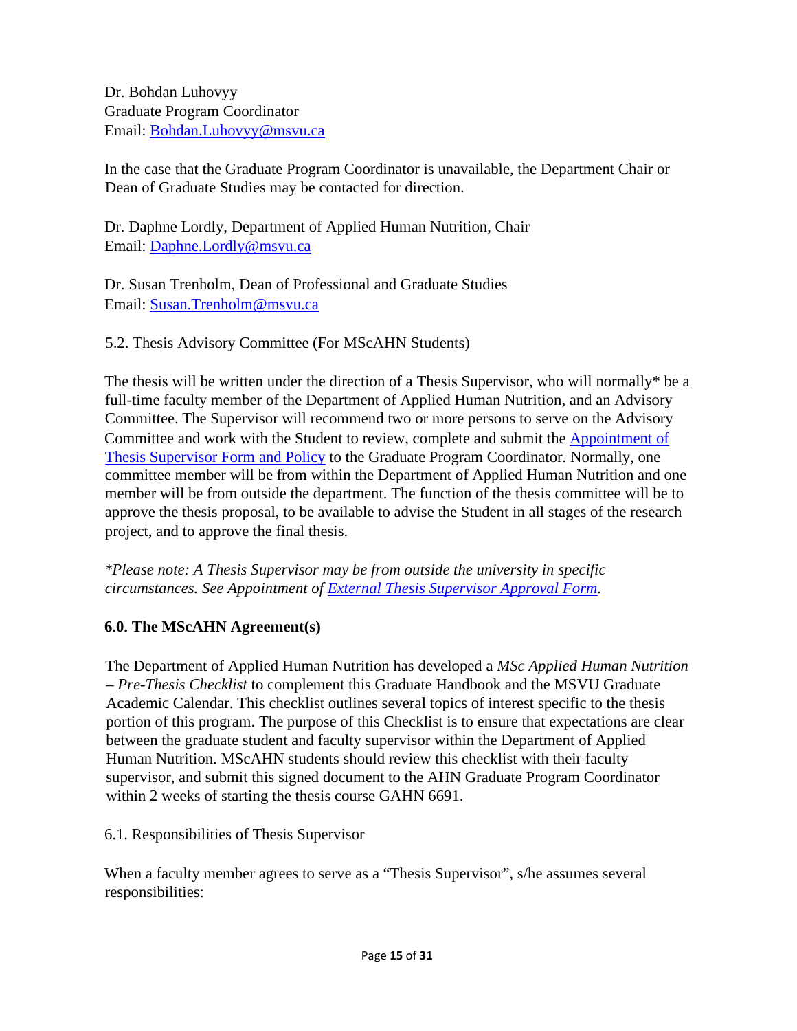Dr. Bohdan Luhovyy
Graduate Program Coordinator
Email: [Bohdan.Luhovyy@msvu.ca](mailto:Bohdan.Luhovyy@msvu.ca)

In the case that the Graduate Program Coordinator is unavailable, the Department Chair or Dean of Graduate Studies may be contacted for direction.

Dr. Daphne Lordly, Department of Applied Human Nutrition, Chair
Email: [Daphne.Lordly@msvu.ca](mailto:Daphne.Lordly@msvu.ca)

Dr. Susan Trenholm, Dean of Professional and Graduate Studies
Email: [Susan.Trenholm@msvu.ca](mailto:Susan.Trenholm@msvu.ca)

### 5.2. Thesis Advisory Committee (For MScAHN Students)

The thesis will be written under the direction of a Thesis Supervisor, who will normally* be a full-time faculty member of the Department of Applied Human Nutrition, and an Advisory Committee. The Supervisor will recommend two or more persons to serve on the Advisory Committee and work with the Student to review, complete and submit the Appointment of Thesis Supervisor Form and Policy to the Graduate Program Coordinator. Normally, one committee member will be from within the Department of Applied Human Nutrition and one member will be from outside the department. The function of the thesis committee will be to approve the thesis proposal, to be available to advise the Student in all stages of the research project, and to approve the final thesis.

**Please note: A Thesis Supervisor may be from outside the university in specific circumstances. See Appointment of External Thesis Supervisor Approval Form.*

## 6.0. The MScAHN Agreement(s)

The Department of Applied Human Nutrition has developed a *MSc Applied Human Nutrition – Pre-Thesis Checklist* to complement this Graduate Handbook and the MSVU Graduate Academic Calendar. This checklist outlines several topics of interest specific to the thesis portion of this program. The purpose of this Checklist is to ensure that expectations are clear between the graduate student and faculty supervisor within the Department of Applied Human Nutrition. MScAHN students should review this checklist with their faculty supervisor, and submit this signed document to the AHN Graduate Program Coordinator within 2 weeks of starting the thesis course GAHN 6691.

### 6.1. Responsibilities of Thesis Supervisor

When a faculty member agrees to serve as a "Thesis Supervisor", s/he assumes several responsibilities: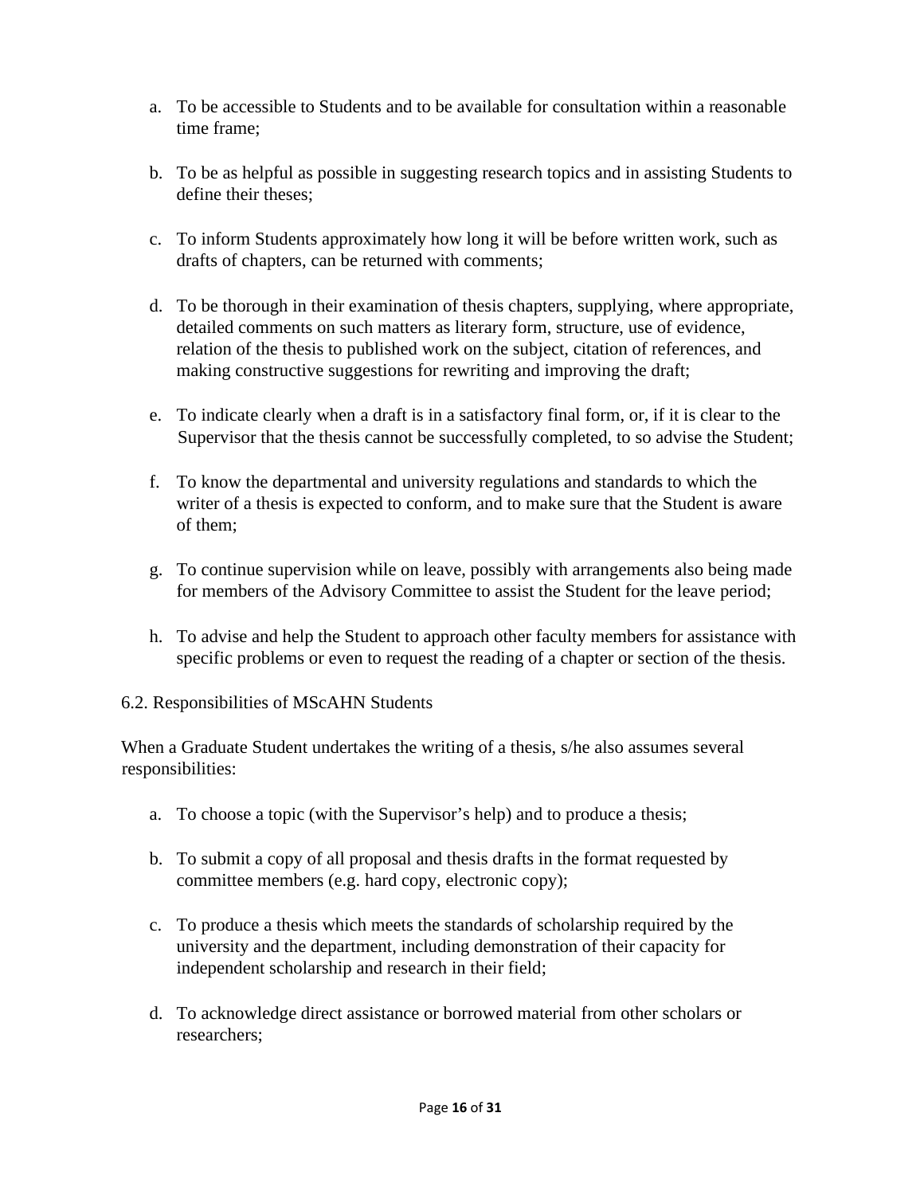a. To be accessible to Students and to be available for consultation within a reasonable time frame;

b. To be as helpful as possible in suggesting research topics and in assisting Students to define their theses;

c. To inform Students approximately how long it will be before written work, such as drafts of chapters, can be returned with comments;

d. To be thorough in their examination of thesis chapters, supplying, where appropriate, detailed comments on such matters as literary form, structure, use of evidence, relation of the thesis to published work on the subject, citation of references, and making constructive suggestions for rewriting and improving the draft;

e. To indicate clearly when a draft is in a satisfactory final form, or, if it is clear to the Supervisor that the thesis cannot be successfully completed, to so advise the Student;

f. To know the departmental and university regulations and standards to which the writer of a thesis is expected to conform, and to make sure that the Student is aware of them;

g. To continue supervision while on leave, possibly with arrangements also being made for members of the Advisory Committee to assist the Student for the leave period;

h. To advise and help the Student to approach other faculty members for assistance with specific problems or even to request the reading of a chapter or section of the thesis.

### 6.2. Responsibilities of MScAHN Students

When a Graduate Student undertakes the writing of a thesis, s/he also assumes several responsibilities:

a. To choose a topic (with the Supervisor's help) and to produce a thesis;

b. To submit a copy of all proposal and thesis drafts in the format requested by committee members (e.g. hard copy, electronic copy);

c. To produce a thesis which meets the standards of scholarship required by the university and the department, including demonstration of their capacity for independent scholarship and research in their field;

d. To acknowledge direct assistance or borrowed material from other scholars or researchers;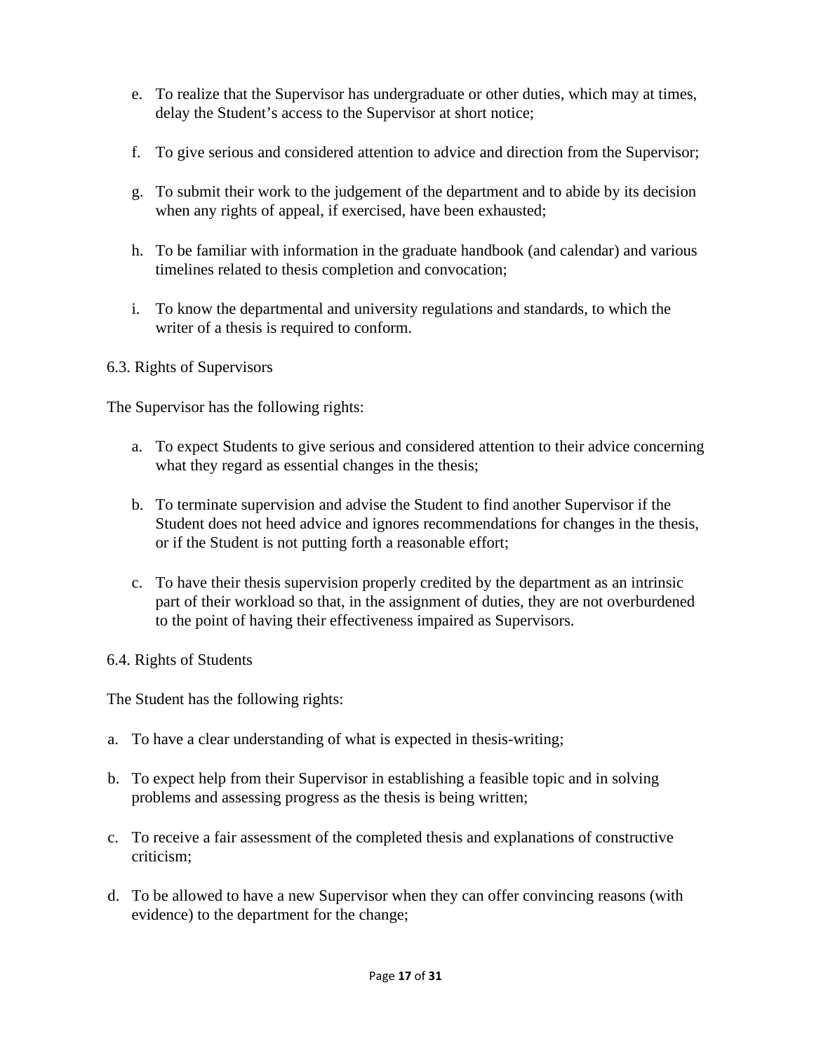e. To realize that the Supervisor has undergraduate or other duties, which may at times, delay the Student's access to the Supervisor at short notice;

f. To give serious and considered attention to advice and direction from the Supervisor;

g. To submit their work to the judgement of the department and to abide by its decision when any rights of appeal, if exercised, have been exhausted;

h. To be familiar with information in the graduate handbook (and calendar) and various timelines related to thesis completion and convocation;

i. To know the departmental and university regulations and standards, to which the writer of a thesis is required to conform.

6.3. Rights of Supervisors

The Supervisor has the following rights:

a. To expect Students to give serious and considered attention to their advice concerning what they regard as essential changes in the thesis;

b. To terminate supervision and advise the Student to find another Supervisor if the Student does not heed advice and ignores recommendations for changes in the thesis, or if the Student is not putting forth a reasonable effort;

c. To have their thesis supervision properly credited by the department as an intrinsic part of their workload so that, in the assignment of duties, they are not overburdened to the point of having their effectiveness impaired as Supervisors.

6.4. Rights of Students

The Student has the following rights:

a. To have a clear understanding of what is expected in thesis-writing;

b. To expect help from their Supervisor in establishing a feasible topic and in solving problems and assessing progress as the thesis is being written;

c. To receive a fair assessment of the completed thesis and explanations of constructive criticism;

d. To be allowed to have a new Supervisor when they can offer convincing reasons (with evidence) to the department for the change;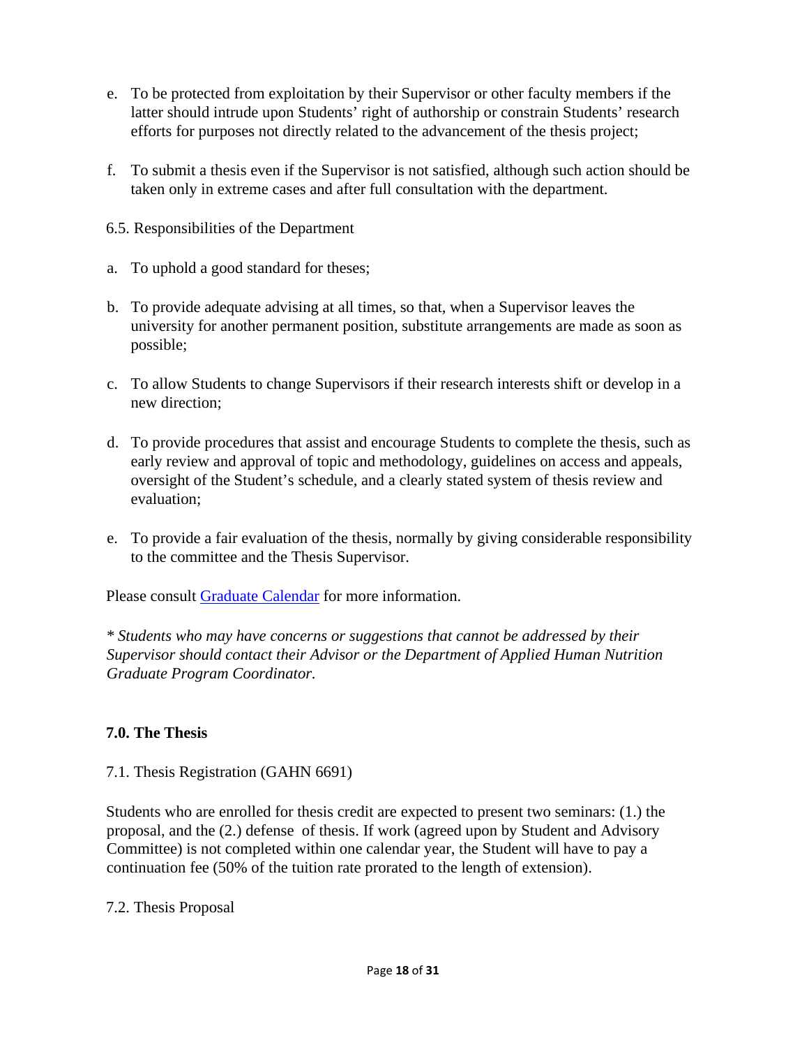e. To be protected from exploitation by their Supervisor or other faculty members if the latter should intrude upon Students' right of authorship or constrain Students' research efforts for purposes not directly related to the advancement of the thesis project;

f. To submit a thesis even if the Supervisor is not satisfied, although such action should be taken only in extreme cases and after full consultation with the department.

6.5. Responsibilities of the Department

a. To uphold a good standard for theses;

b. To provide adequate advising at all times, so that, when a Supervisor leaves the university for another permanent position, substitute arrangements are made as soon as possible;

c. To allow Students to change Supervisors if their research interests shift or develop in a new direction;

d. To provide procedures that assist and encourage Students to complete the thesis, such as early review and approval of topic and methodology, guidelines on access and appeals, oversight of the Student's schedule, and a clearly stated system of thesis review and evaluation;

e. To provide a fair evaluation of the thesis, normally by giving considerable responsibility to the committee and the Thesis Supervisor.

Please consult [Graduate Calendar] for more information.

*\* Students who may have concerns or suggestions that cannot be addressed by their Supervisor should contact their Advisor or the Department of Applied Human Nutrition Graduate Program Coordinator.*

## 7.0. The Thesis

7.1. Thesis Registration (GAHN 6691)

Students who are enrolled for thesis credit are expected to present two seminars: (1.) the proposal, and the (2.) defense of thesis. If work (agreed upon by Student and Advisory Committee) is not completed within one calendar year, the Student will have to pay a continuation fee (50% of the tuition rate prorated to the length of extension).

7.2. Thesis Proposal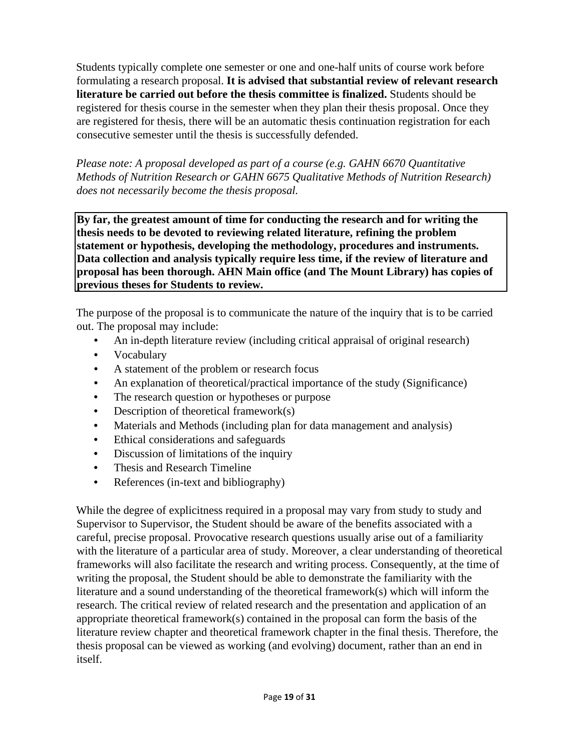Students typically complete one semester or one and one-half units of course work before formulating a research proposal. **It is advised that substantial review of relevant research literature be carried out before the thesis committee is finalized.** Students should be registered for thesis course in the semester when they plan their thesis proposal. Once they are registered for thesis, there will be an automatic thesis continuation registration for each consecutive semester until the thesis is successfully defended.

*Please note: A proposal developed as part of a course (e.g. GAHN 6670 Quantitative Methods of Nutrition Research or GAHN 6675 Qualitative Methods of Nutrition Research) does not necessarily become the thesis proposal.*

**By far, the greatest amount of time for conducting the research and for writing the thesis needs to be devoted to reviewing related literature, refining the problem statement or hypothesis, developing the methodology, procedures and instruments. Data collection and analysis typically require less time, if the review of literature and proposal has been thorough. AHN Main office (and The Mount Library) has copies of previous theses for Students to review.**

The purpose of the proposal is to communicate the nature of the inquiry that is to be carried out. The proposal may include:

- An in-depth literature review (including critical appraisal of original research)
- Vocabulary
- A statement of the problem or research focus
- An explanation of theoretical/practical importance of the study (Significance)
- The research question or hypotheses or purpose
- Description of theoretical framework(s)
- Materials and Methods (including plan for data management and analysis)
- Ethical considerations and safeguards
- Discussion of limitations of the inquiry
- Thesis and Research Timeline
- References (in-text and bibliography)

While the degree of explicitness required in a proposal may vary from study to study and Supervisor to Supervisor, the Student should be aware of the benefits associated with a careful, precise proposal. Provocative research questions usually arise out of a familiarity with the literature of a particular area of study. Moreover, a clear understanding of theoretical frameworks will also facilitate the research and writing process. Consequently, at the time of writing the proposal, the Student should be able to demonstrate the familiarity with the literature and a sound understanding of the theoretical framework(s) which will inform the research. The critical review of related research and the presentation and application of an appropriate theoretical framework(s) contained in the proposal can form the basis of the literature review chapter and theoretical framework chapter in the final thesis. Therefore, the thesis proposal can be viewed as working (and evolving) document, rather than an end in itself.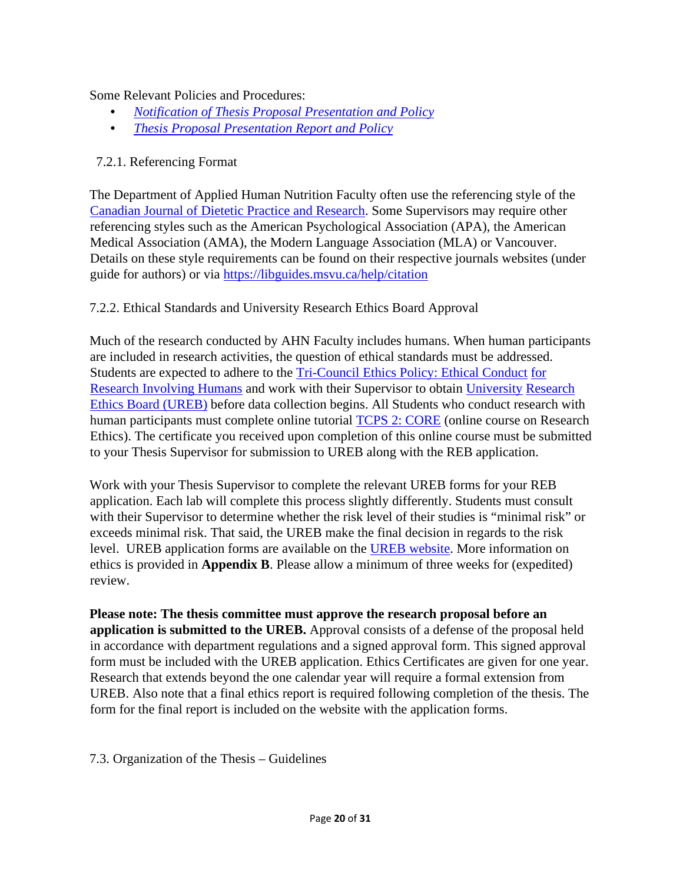Some Relevant Policies and Procedures:

- *Notification of Thesis Proposal Presentation and Policy*
- *Thesis Proposal Presentation Report and Policy*

### 7.2.1. Referencing Format

The Department of Applied Human Nutrition Faculty often use the referencing style of the Canadian Journal of Dietetic Practice and Research. Some Supervisors may require other referencing styles such as the American Psychological Association (APA), the American Medical Association (AMA), the Modern Language Association (MLA) or Vancouver. Details on these style requirements can be found on their respective journals websites (under guide for authors) or via https://libguides.msvu.ca/help/citation

### 7.2.2. Ethical Standards and University Research Ethics Board Approval

Much of the research conducted by AHN Faculty includes humans. When human participants are included in research activities, the question of ethical standards must be addressed. Students are expected to adhere to the Tri-Council Ethics Policy: Ethical Conduct for Research Involving Humans and work with their Supervisor to obtain University Research Ethics Board (UREB) before data collection begins. All Students who conduct research with human participants must complete online tutorial TCPS 2: CORE (online course on Research Ethics). The certificate you received upon completion of this online course must be submitted to your Thesis Supervisor for submission to UREB along with the REB application.

Work with your Thesis Supervisor to complete the relevant UREB forms for your REB application. Each lab will complete this process slightly differently. Students must consult with their Supervisor to determine whether the risk level of their studies is "minimal risk" or exceeds minimal risk. That said, the UREB make the final decision in regards to the risk level. UREB application forms are available on the UREB website. More information on ethics is provided in **Appendix B**. Please allow a minimum of three weeks for (expedited) review.

**Please note: The thesis committee must approve the research proposal before an application is submitted to the UREB.** Approval consists of a defense of the proposal held in accordance with department regulations and a signed approval form. This signed approval form must be included with the UREB application. Ethics Certificates are given for one year. Research that extends beyond the one calendar year will require a formal extension from UREB. Also note that a final ethics report is required following completion of the thesis. The form for the final report is included on the website with the application forms.

## 7.3. Organization of the Thesis – Guidelines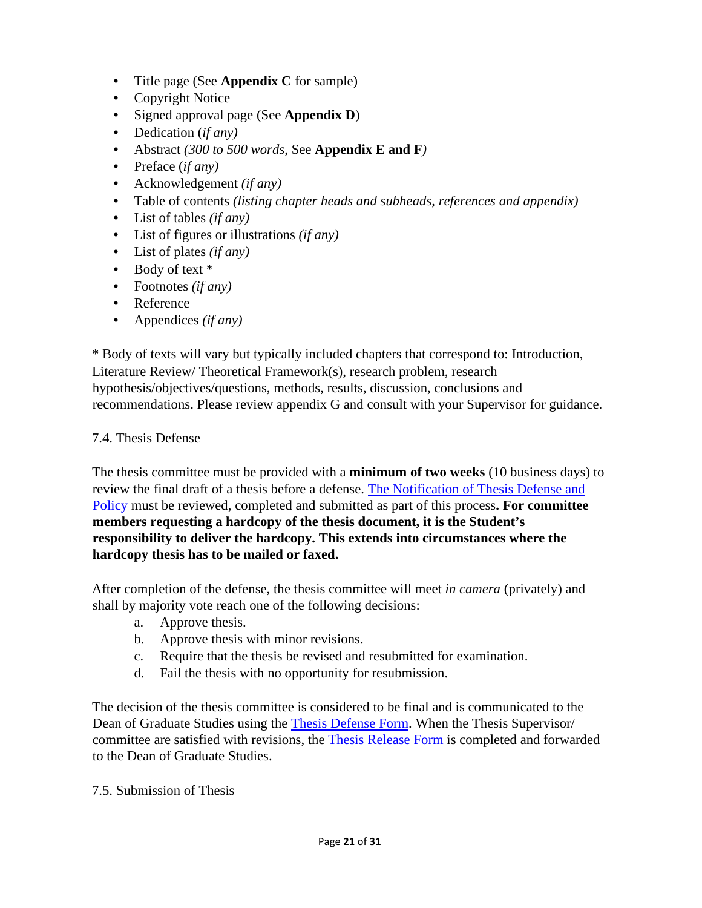- Title page (See **Appendix C** for sample)
- Copyright Notice
- Signed approval page (See **Appendix D**)
- Dedication (*if any)*
- Abstract *(300 to 500 words*, See **Appendix E and F***)*
- Preface (*if any)*
- Acknowledgement *(if any)*
- Table of contents *(listing chapter heads and subheads, references and appendix)*
- List of tables *(if any)*
- List of figures or illustrations *(if any)*
- List of plates *(if any)*
- Body of text *
- Footnotes *(if any)*
- Reference
- Appendices *(if any)*

* Body of texts will vary but typically included chapters that correspond to: Introduction, Literature Review/ Theoretical Framework(s), research problem, research hypothesis/objectives/questions, methods, results, discussion, conclusions and recommendations. Please review appendix G and consult with your Supervisor for guidance.

## 7.4. Thesis Defense

The thesis committee must be provided with a **minimum of two weeks** (10 business days) to review the final draft of a thesis before a defense. [The Notification of Thesis Defense and Policy]() must be reviewed, completed and submitted as part of this process**. For committee members requesting a hardcopy of the thesis document, it is the Student's responsibility to deliver the hardcopy. This extends into circumstances where the hardcopy thesis has to be mailed or faxed.**

After completion of the defense, the thesis committee will meet *in camera* (privately) and shall by majority vote reach one of the following decisions:

a. Approve thesis.
b. Approve thesis with minor revisions.
c. Require that the thesis be revised and resubmitted for examination.
d. Fail the thesis with no opportunity for resubmission.

The decision of the thesis committee is considered to be final and is communicated to the Dean of Graduate Studies using the [Thesis Defense Form](). When the Thesis Supervisor/ committee are satisfied with revisions, the [Thesis Release Form]() is completed and forwarded to the Dean of Graduate Studies.

## 7.5. Submission of Thesis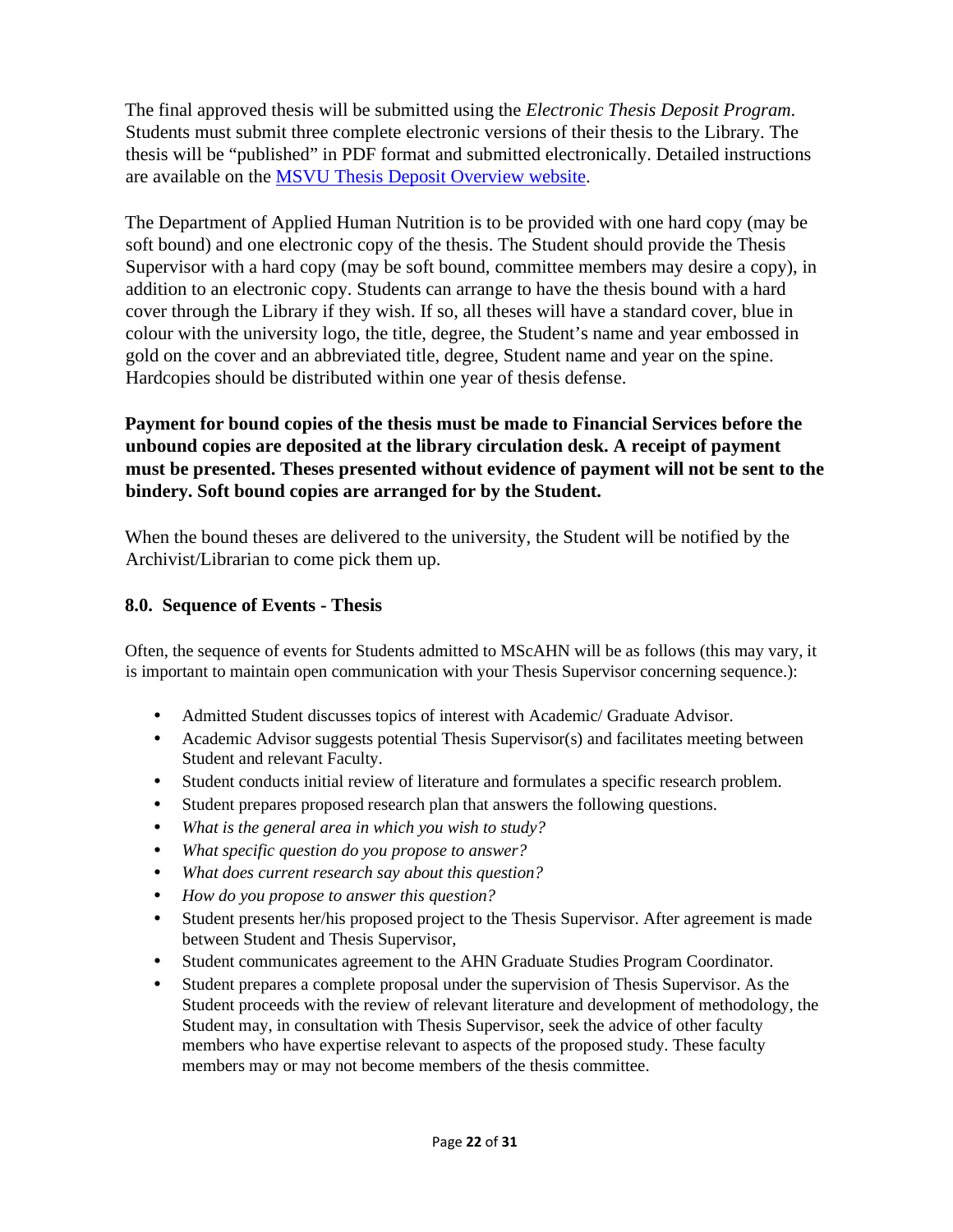The final approved thesis will be submitted using the *Electronic Thesis Deposit Program*. Students must submit three complete electronic versions of their thesis to the Library. The thesis will be "published" in PDF format and submitted electronically. Detailed instructions are available on the [MSVU Thesis Deposit Overview website](MSVU Thesis Deposit Overview website).

The Department of Applied Human Nutrition is to be provided with one hard copy (may be soft bound) and one electronic copy of the thesis. The Student should provide the Thesis Supervisor with a hard copy (may be soft bound, committee members may desire a copy), in addition to an electronic copy. Students can arrange to have the thesis bound with a hard cover through the Library if they wish. If so, all theses will have a standard cover, blue in colour with the university logo, the title, degree, the Student's name and year embossed in gold on the cover and an abbreviated title, degree, Student name and year on the spine. Hardcopies should be distributed within one year of thesis defense.

**Payment for bound copies of the thesis must be made to Financial Services before the unbound copies are deposited at the library circulation desk. A receipt of payment must be presented. Theses presented without evidence of payment will not be sent to the bindery. Soft bound copies are arranged for by the Student.**

When the bound theses are delivered to the university, the Student will be notified by the Archivist/Librarian to come pick them up.

## 8.0. Sequence of Events - Thesis

Often, the sequence of events for Students admitted to MScAHN will be as follows (this may vary, it is important to maintain open communication with your Thesis Supervisor concerning sequence.):

- Admitted Student discusses topics of interest with Academic/ Graduate Advisor.
- Academic Advisor suggests potential Thesis Supervisor(s) and facilitates meeting between Student and relevant Faculty.
- Student conducts initial review of literature and formulates a specific research problem.
- Student prepares proposed research plan that answers the following questions.
- *What is the general area in which you wish to study?*
- *What specific question do you propose to answer?*
- *What does current research say about this question?*
- *How do you propose to answer this question?*
- Student presents her/his proposed project to the Thesis Supervisor. After agreement is made between Student and Thesis Supervisor,
- Student communicates agreement to the AHN Graduate Studies Program Coordinator.
- Student prepares a complete proposal under the supervision of Thesis Supervisor. As the Student proceeds with the review of relevant literature and development of methodology, the Student may, in consultation with Thesis Supervisor, seek the advice of other faculty members who have expertise relevant to aspects of the proposed study. These faculty members may or may not become members of the thesis committee.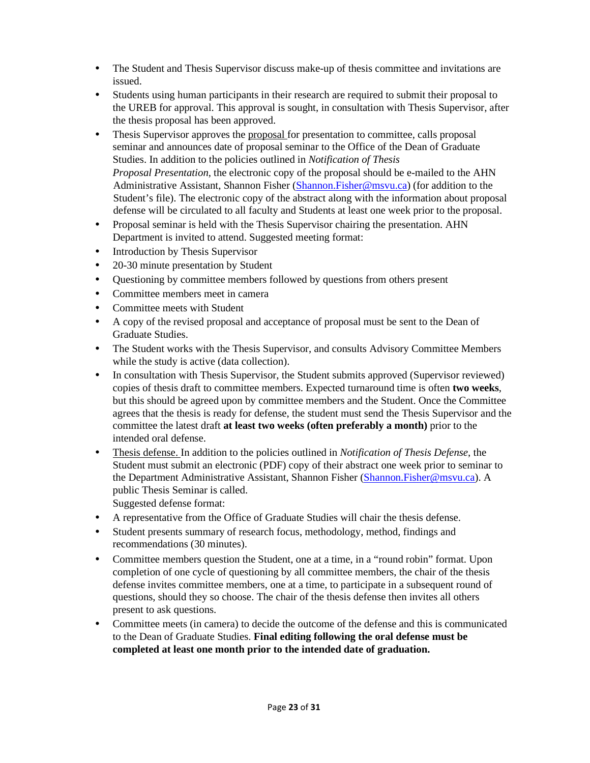- The Student and Thesis Supervisor discuss make-up of thesis committee and invitations are issued.
- Students using human participants in their research are required to submit their proposal to the UREB for approval. This approval is sought, in consultation with Thesis Supervisor, after the thesis proposal has been approved.
- Thesis Supervisor approves the proposal for presentation to committee, calls proposal seminar and announces date of proposal seminar to the Office of the Dean of Graduate Studies. In addition to the policies outlined in *Notification of Thesis Proposal Presentation*, the electronic copy of the proposal should be e-mailed to the AHN Administrative Assistant, Shannon Fisher (Shannon.Fisher@msvu.ca) (for addition to the Student's file). The electronic copy of the abstract along with the information about proposal defense will be circulated to all faculty and Students at least one week prior to the proposal.
- Proposal seminar is held with the Thesis Supervisor chairing the presentation. AHN Department is invited to attend. Suggested meeting format:
- Introduction by Thesis Supervisor
- 20-30 minute presentation by Student
- Questioning by committee members followed by questions from others present
- Committee members meet in camera
- Committee meets with Student
- A copy of the revised proposal and acceptance of proposal must be sent to the Dean of Graduate Studies.
- The Student works with the Thesis Supervisor, and consults Advisory Committee Members while the study is active (data collection).
- In consultation with Thesis Supervisor, the Student submits approved (Supervisor reviewed) copies of thesis draft to committee members. Expected turnaround time is often **two weeks**, but this should be agreed upon by committee members and the Student. Once the Committee agrees that the thesis is ready for defense, the student must send the Thesis Supervisor and the committee the latest draft **at least two weeks (often preferably a month)** prior to the intended oral defense.
- Thesis defense. In addition to the policies outlined in *Notification of Thesis Defense*, the Student must submit an electronic (PDF) copy of their abstract one week prior to seminar to the Department Administrative Assistant, Shannon Fisher (Shannon.Fisher@msvu.ca). A public Thesis Seminar is called.
  Suggested defense format:
- A representative from the Office of Graduate Studies will chair the thesis defense.
- Student presents summary of research focus, methodology, method, findings and recommendations (30 minutes).
- Committee members question the Student, one at a time, in a "round robin" format. Upon completion of one cycle of questioning by all committee members, the chair of the thesis defense invites committee members, one at a time, to participate in a subsequent round of questions, should they so choose. The chair of the thesis defense then invites all others present to ask questions.
- Committee meets (in camera) to decide the outcome of the defense and this is communicated to the Dean of Graduate Studies. **Final editing following the oral defense must be completed at least one month prior to the intended date of graduation.**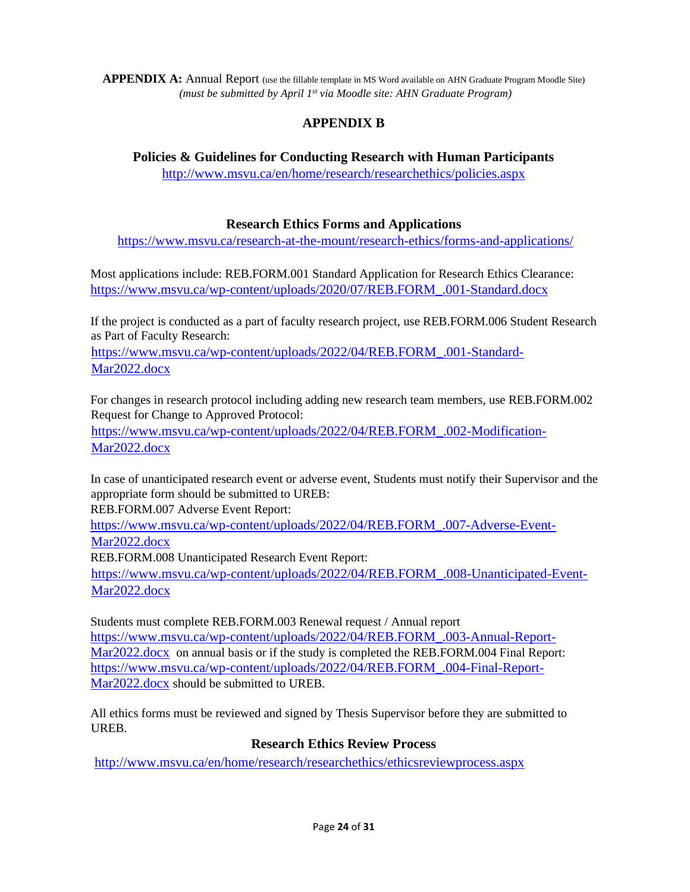**APPENDIX A:** Annual Report (use the fillable template in MS Word available on AHN Graduate Program Moodle Site) *(must be submitted by April 1st via Moodle site: AHN Graduate Program)*

## APPENDIX B

### Policies & Guidelines for Conducting Research with Human Participants

http://www.msvu.ca/en/home/research/researchethics/policies.aspx

### Research Ethics Forms and Applications

https://www.msvu.ca/research-at-the-mount/research-ethics/forms-and-applications/

Most applications include: REB.FORM.001 Standard Application for Research Ethics Clearance: https://www.msvu.ca/wp-content/uploads/2020/07/REB.FORM_.001-Standard.docx

If the project is conducted as a part of faculty research project, use REB.FORM.006 Student Research as Part of Faculty Research:
https://www.msvu.ca/wp-content/uploads/2022/04/REB.FORM_.001-Standard-Mar2022.docx

For changes in research protocol including adding new research team members, use REB.FORM.002 Request for Change to Approved Protocol:
https://www.msvu.ca/wp-content/uploads/2022/04/REB.FORM_.002-Modification-Mar2022.docx

In case of unanticipated research event or adverse event, Students must notify their Supervisor and the appropriate form should be submitted to UREB:
REB.FORM.007 Adverse Event Report:
https://www.msvu.ca/wp-content/uploads/2022/04/REB.FORM_.007-Adverse-Event-Mar2022.docx
REB.FORM.008 Unanticipated Research Event Report:
https://www.msvu.ca/wp-content/uploads/2022/04/REB.FORM_.008-Unanticipated-Event-Mar2022.docx

Students must complete REB.FORM.003 Renewal request / Annual report https://www.msvu.ca/wp-content/uploads/2022/04/REB.FORM_.003-Annual-Report-Mar2022.docx on annual basis or if the study is completed the REB.FORM.004 Final Report: https://www.msvu.ca/wp-content/uploads/2022/04/REB.FORM_.004-Final-Report-Mar2022.docx should be submitted to UREB.

All ethics forms must be reviewed and signed by Thesis Supervisor before they are submitted to UREB.

### Research Ethics Review Process

http://www.msvu.ca/en/home/research/researchethics/ethicsreviewprocess.aspx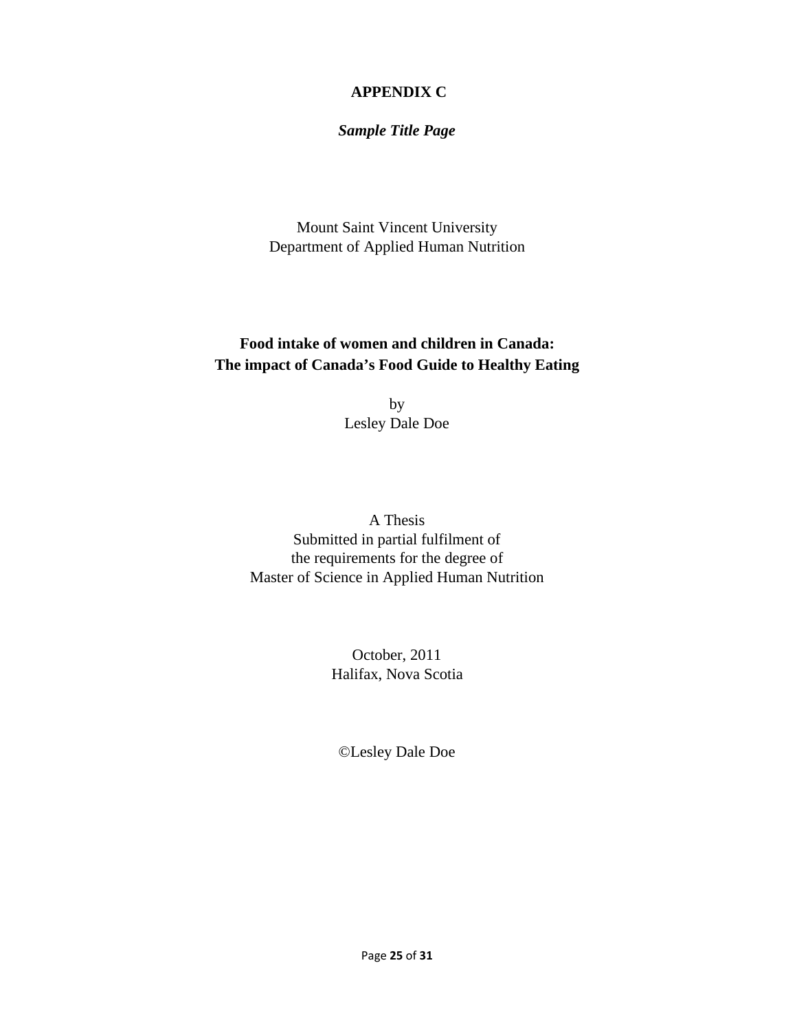# APPENDIX C

***Sample Title Page***

Mount Saint Vincent University
Department of Applied Human Nutrition

**Food intake of women and children in Canada:**
**The impact of Canada's Food Guide to Healthy Eating**

by
Lesley Dale Doe

A Thesis
Submitted in partial fulfilment of
the requirements for the degree of
Master of Science in Applied Human Nutrition

October, 2011
Halifax, Nova Scotia

©Lesley Dale Doe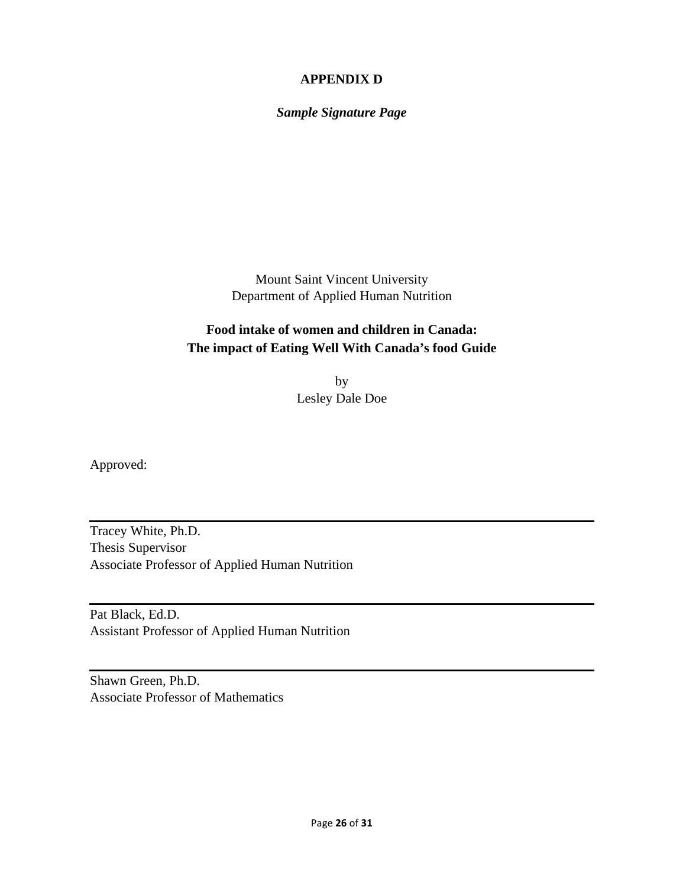# APPENDIX D

***Sample Signature Page***

Mount Saint Vincent University
Department of Applied Human Nutrition

**Food intake of women and children in Canada:**
**The impact of Eating Well With Canada's food Guide**

by
Lesley Dale Doe

Approved:

---

Tracey White, Ph.D.
Thesis Supervisor
Associate Professor of Applied Human Nutrition

---

Pat Black, Ed.D.
Assistant Professor of Applied Human Nutrition

---

Shawn Green, Ph.D.
Associate Professor of Mathematics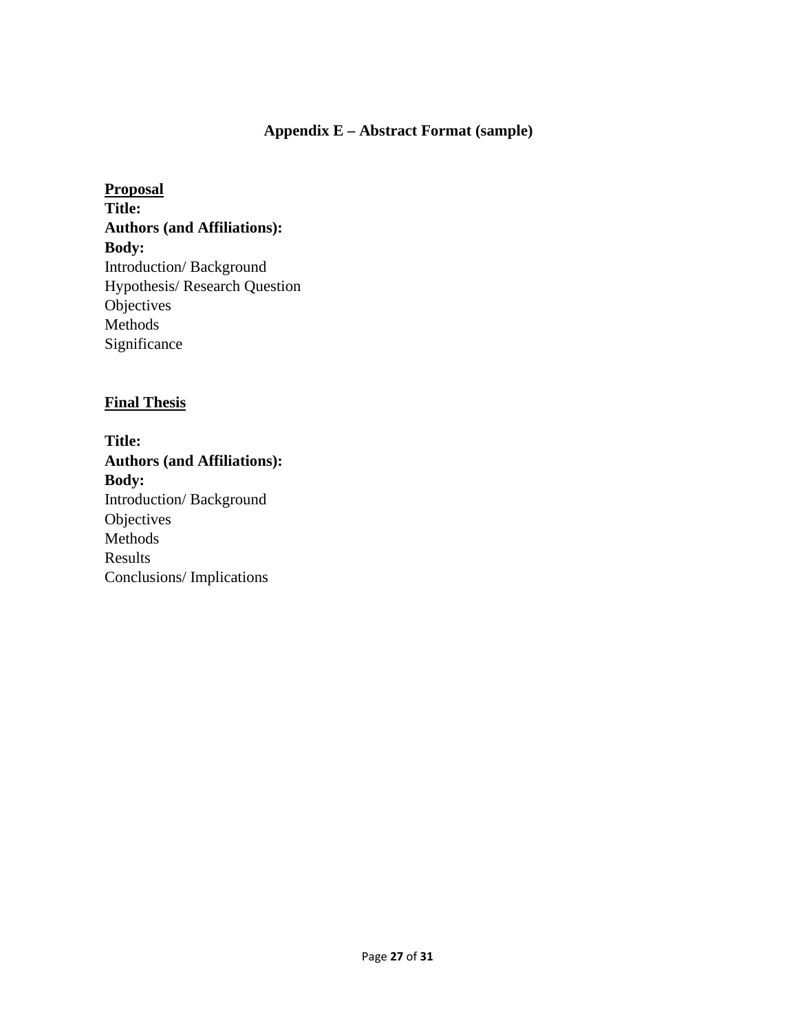## Appendix E – Abstract Format (sample)

<u>**Proposal**</u>

**Title:**

**Authors (and Affiliations):**

**Body:**

Introduction/ Background
Hypothesis/ Research Question
Objectives
Methods
Significance

<u>**Final Thesis**</u>

**Title:**

**Authors (and Affiliations):**

**Body:**

Introduction/ Background
Objectives
Methods
Results
Conclusions/ Implications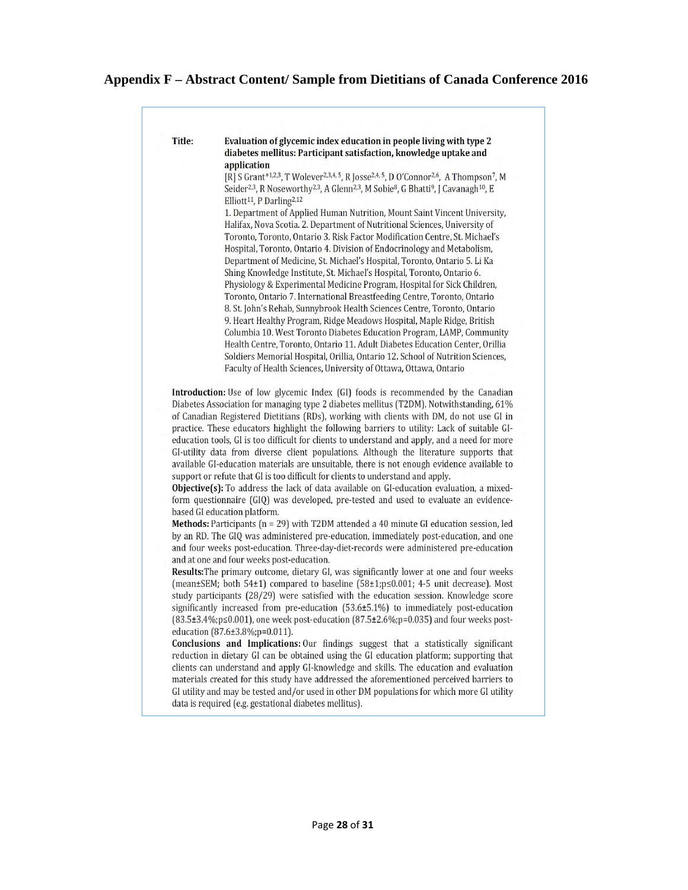# Appendix F – Abstract Content/ Sample from Dietitians of Canada Conference 2016

**Title:** **Evaluation of glycemic index education in people living with type 2 diabetes mellitus: Participant satisfaction, knowledge uptake and application**

[R] S Grant*[1,2,3], T Wolever[2,3,4,5], R Josse[2,4,5], D O'Connor[2,6], A Thompson[7], M Seider[2,3], R Noseworthy[2,3], A Glenn[2,3], M Sobie[8], G Bhatti[9], J Cavanagh[10], E Elliott[11], P Darling[2,12]

1. Department of Applied Human Nutrition, Mount Saint Vincent University, Halifax, Nova Scotia. 2. Department of Nutritional Sciences, University of Toronto, Toronto, Ontario 3. Risk Factor Modification Centre, St. Michael's Hospital, Toronto, Ontario 4. Division of Endocrinology and Metabolism, Department of Medicine, St. Michael's Hospital, Toronto, Ontario 5. Li Ka Shing Knowledge Institute, St. Michael's Hospital, Toronto, Ontario 6. Physiology & Experimental Medicine Program, Hospital for Sick Children, Toronto, Ontario 7. International Breastfeeding Centre, Toronto, Ontario 8. St. John's Rehab, Sunnybrook Health Sciences Centre, Toronto, Ontario 9. Heart Healthy Program, Ridge Meadows Hospital, Maple Ridge, British Columbia 10. West Toronto Diabetes Education Program, LAMP, Community Health Centre, Toronto, Ontario 11. Adult Diabetes Education Center, Orillia Soldiers Memorial Hospital, Orillia, Ontario 12. School of Nutrition Sciences, Faculty of Health Sciences, University of Ottawa, Ottawa, Ontario

**Introduction:** Use of low glycemic Index (GI) foods is recommended by the Canadian Diabetes Association for managing type 2 diabetes mellitus (T2DM). Notwithstanding, 61% of Canadian Registered Dietitians (RDs), working with clients with DM, do not use GI in practice. These educators highlight the following barriers to utility: Lack of suitable GI-education tools, GI is too difficult for clients to understand and apply, and a need for more GI-utility data from diverse client populations. Although the literature supports that available GI-education materials are unsuitable, there is not enough evidence available to support or refute that GI is too difficult for clients to understand and apply.

**Objective(s):** To address the lack of data available on GI-education evaluation, a mixed-form questionnaire (GIQ) was developed, pre-tested and used to evaluate an evidence-based GI education platform.

**Methods:** Participants ($n = 29$) with T2DM attended a 40 minute GI education session, led by an RD. The GIQ was administered pre-education, immediately post-education, and one and four weeks post-education. Three-day-diet-records were administered pre-education and at one and four weeks post-education.

**Results:** The primary outcome, dietary GI, was significantly lower at one and four weeks (mean±SEM; both 54±1) compared to baseline (58±1; $p \leq 0.001$; 4-5 unit decrease). Most study participants (28/29) were satisfied with the education session. Knowledge score significantly increased from pre-education (53.6±5.1%) to immediately post-education (83.5±3.4%; $p \leq 0.001$), one week post-education (87.5±2.6%; $p=0.035$) and four weeks post-education (87.6±3.8%; $p=0.011$).

**Conclusions and Implications:** Our findings suggest that a statistically significant reduction in dietary GI can be obtained using the GI education platform; supporting that clients can understand and apply GI-knowledge and skills. The education and evaluation materials created for this study have addressed the aforementioned perceived barriers to GI utility and may be tested and/or used in other DM populations for which more GI utility data is required (e.g. gestational diabetes mellitus).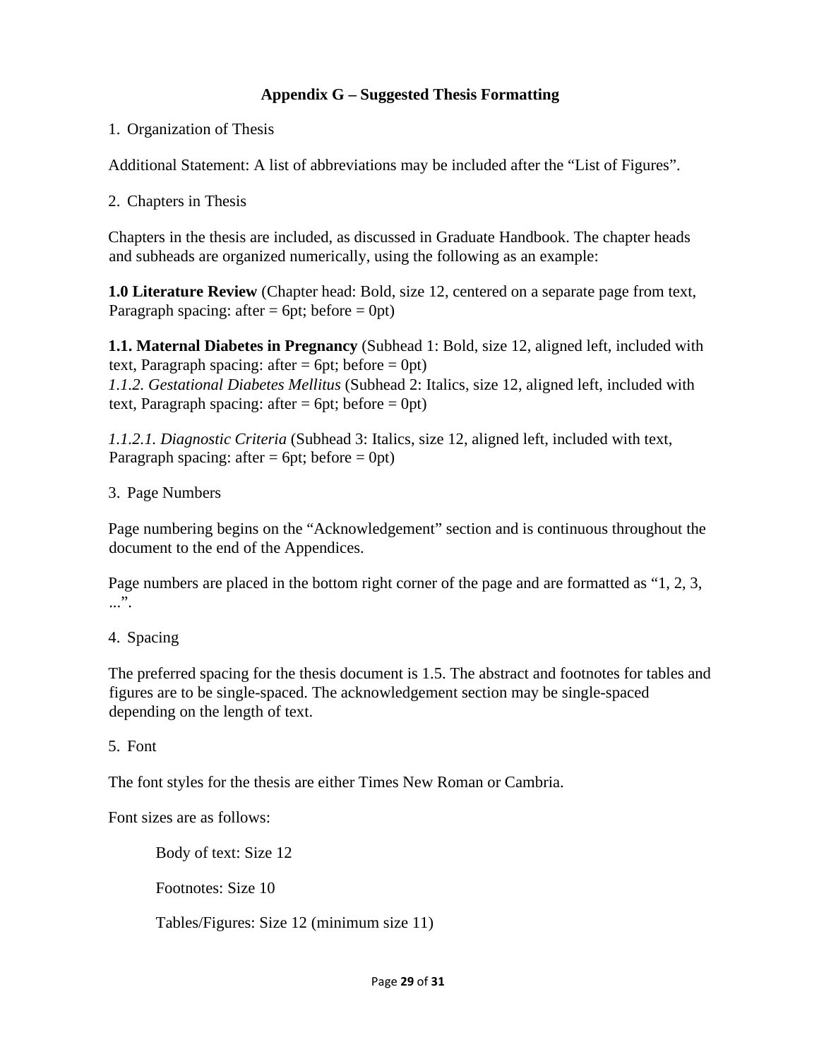## Appendix G – Suggested Thesis Formatting

1. Organization of Thesis

Additional Statement: A list of abbreviations may be included after the "List of Figures".

2. Chapters in Thesis

Chapters in the thesis are included, as discussed in Graduate Handbook. The chapter heads and subheads are organized numerically, using the following as an example:

**1.0 Literature Review** (Chapter head: Bold, size 12, centered on a separate page from text, Paragraph spacing: after = 6pt; before = 0pt)

**1.1. Maternal Diabetes in Pregnancy** (Subhead 1: Bold, size 12, aligned left, included with text, Paragraph spacing: after = 6pt; before = 0pt)
*1.1.2. Gestational Diabetes Mellitus* (Subhead 2: Italics, size 12, aligned left, included with text, Paragraph spacing: after = 6pt; before = 0pt)

*1.1.2.1. Diagnostic Criteria* (Subhead 3: Italics, size 12, aligned left, included with text, Paragraph spacing: after = 6pt; before = 0pt)

3. Page Numbers

Page numbering begins on the "Acknowledgement" section and is continuous throughout the document to the end of the Appendices.

Page numbers are placed in the bottom right corner of the page and are formatted as "1, 2, 3, ...".

4. Spacing

The preferred spacing for the thesis document is 1.5. The abstract and footnotes for tables and figures are to be single-spaced. The acknowledgement section may be single-spaced depending on the length of text.

5. Font

The font styles for the thesis are either Times New Roman or Cambria.

Font sizes are as follows:

Body of text: Size 12

Footnotes: Size 10

Tables/Figures: Size 12 (minimum size 11)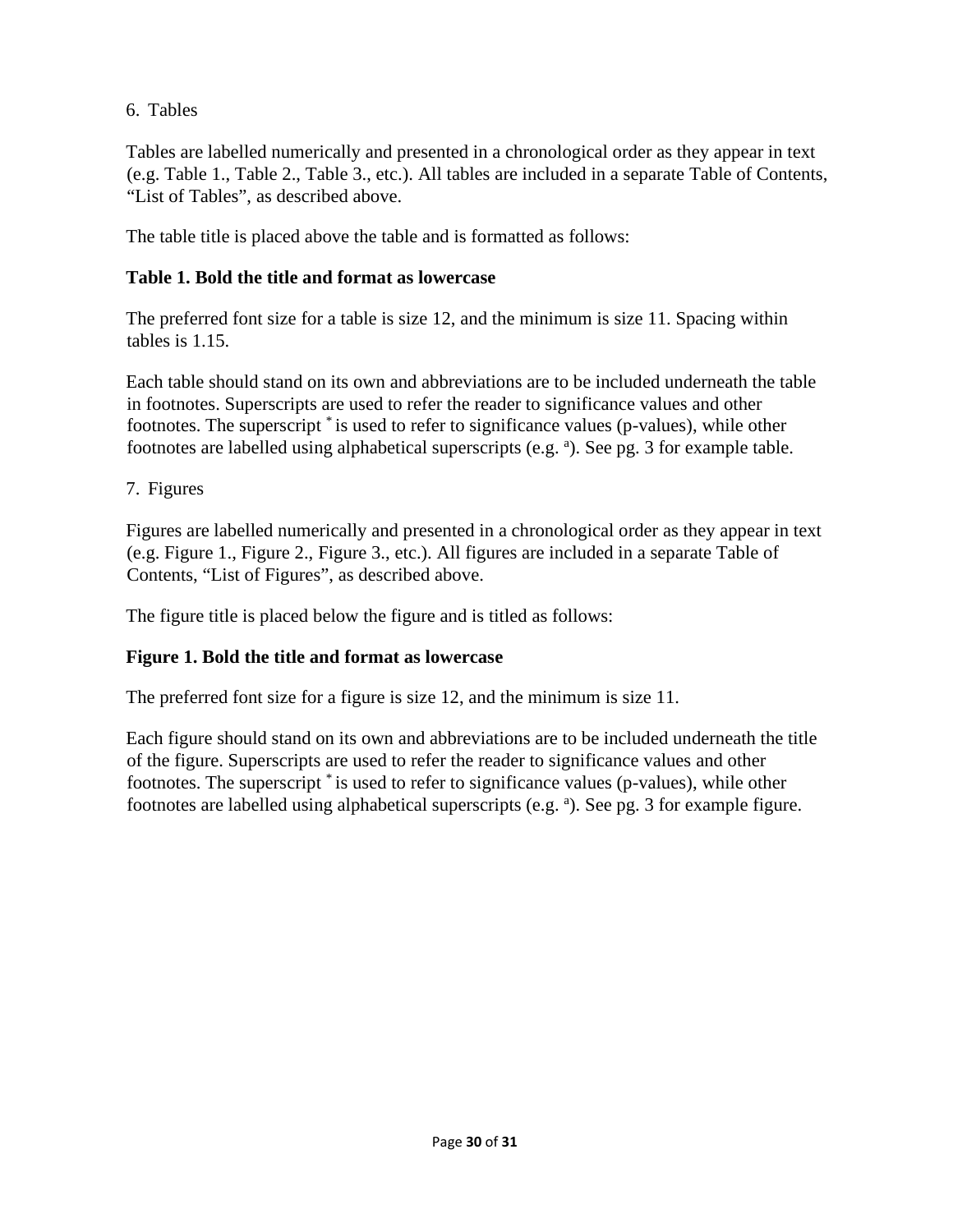6. Tables

Tables are labelled numerically and presented in a chronological order as they appear in text (e.g. Table 1., Table 2., Table 3., etc.). All tables are included in a separate Table of Contents, “List of Tables”, as described above.

The table title is placed above the table and is formatted as follows:

**Table 1. Bold the title and format as lowercase**

The preferred font size for a table is size 12, and the minimum is size 11. Spacing within tables is 1.15.

Each table should stand on its own and abbreviations are to be included underneath the table in footnotes. Superscripts are used to refer the reader to significance values and other footnotes. The superscript * is used to refer to significance values (p-values), while other footnotes are labelled using alphabetical superscripts (e.g. [a]). See pg. 3 for example table.

7. Figures

Figures are labelled numerically and presented in a chronological order as they appear in text (e.g. Figure 1., Figure 2., Figure 3., etc.). All figures are included in a separate Table of Contents, “List of Figures”, as described above.

The figure title is placed below the figure and is titled as follows:

**Figure 1. Bold the title and format as lowercase**

The preferred font size for a figure is size 12, and the minimum is size 11.

Each figure should stand on its own and abbreviations are to be included underneath the title of the figure. Superscripts are used to refer the reader to significance values and other footnotes. The superscript * is used to refer to significance values (p-values), while other footnotes are labelled using alphabetical superscripts (e.g. [a]). See pg. 3 for example figure.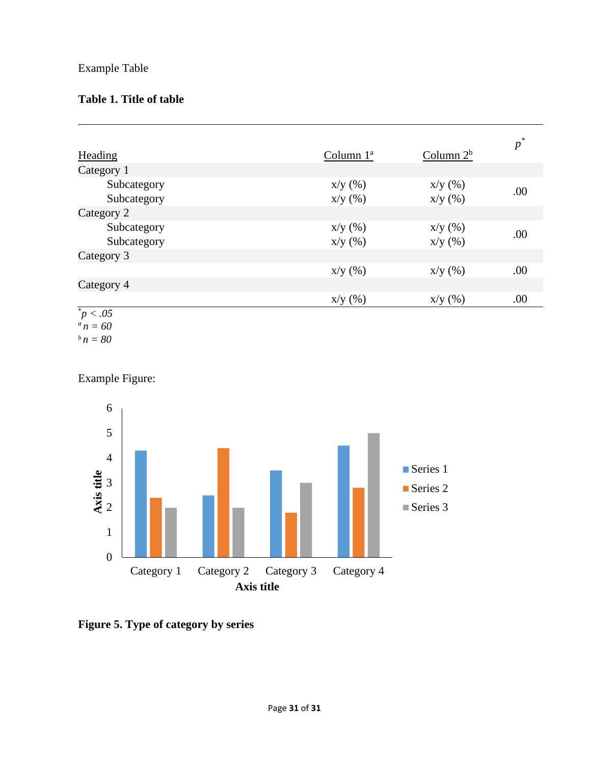Example Table

**Table 1. Title of table**

| Heading | Column 1[a] | Column 2[b] | $p^*$ |
|---|---|---|---|
| Category 1 | | | |
| Subcategory | x/y (%) | x/y (%) | .00 |
| Subcategory | x/y (%) | x/y (%) | |
| Category 2 | | | |
| Subcategory | x/y (%) | x/y (%) | .00 |
| Subcategory | x/y (%) | x/y (%) | |
| Category 3 | | | |
| | x/y (%) | x/y (%) | .00 |
| Category 4 | | | |
| | x/y (%) | x/y (%) | .00 |

*$^*p < .05$*
*$^a n = 60$*
*$^b n = 80$*

Example Figure:

6
5
4
3
2
1
0

Axis title

Category 1
Category 2
Category 3
Category 4

Axis title

Series 1
Series 2
Series 3

**Figure 5. Type of category by series**